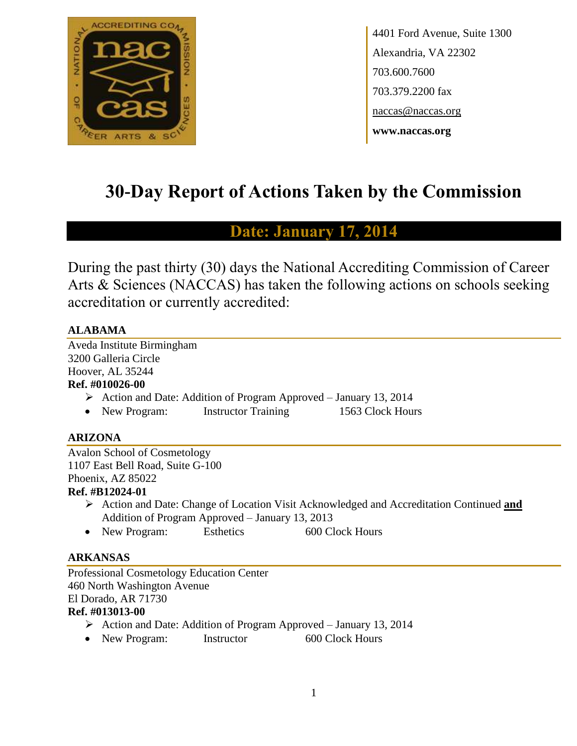4401 Ford Avenue, Suite 1300
Alexandria, VA 22302
703.600.7600
703.379.2200 fax
naccas@naccas.org
**www.naccas.org**

# 30-Day Report of Actions Taken by the Commission

## Date: January 17, 2014

During the past thirty (30) days the National Accrediting Commission of Career Arts & Sciences (NACCAS) has taken the following actions on schools seeking accreditation or currently accredited:

### ALABAMA

Aveda Institute Birmingham
3200 Galleria Circle
Hoover, AL 35244
**Ref. #010026-00**

- Action and Date: Addition of Program Approved – January 13, 2014
- New Program: Instructor Training 1563 Clock Hours

### ARIZONA

Avalon School of Cosmetology
1107 East Bell Road, Suite G-100
Phoenix, AZ 85022
**Ref. #B12024-01**

- Action and Date: Change of Location Visit Acknowledged and Accreditation Continued **and** Addition of Program Approved – January 13, 2013
- New Program: Esthetics 600 Clock Hours

### ARKANSAS

Professional Cosmetology Education Center
460 North Washington Avenue
El Dorado, AR 71730
**Ref. #013013-00**

- Action and Date: Addition of Program Approved – January 13, 2014
- New Program: Instructor 600 Clock Hours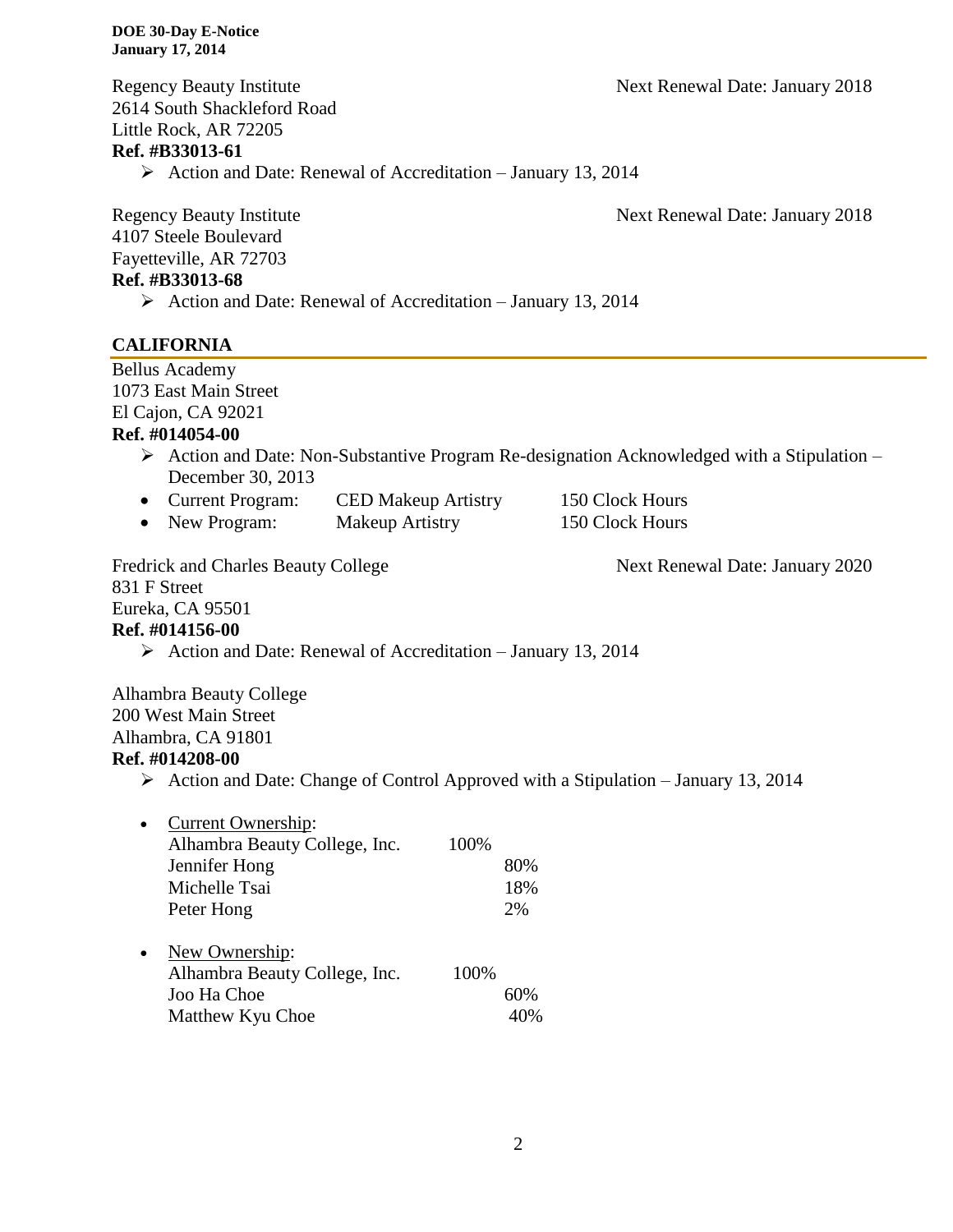Regency Beauty Institute  Next Renewal Date: January 2018
2614 South Shackleford Road
Little Rock, AR 72205
**Ref. #B33013-61**

- Action and Date: Renewal of Accreditation – January 13, 2014

Regency Beauty Institute  Next Renewal Date: January 2018
4107 Steele Boulevard
Fayetteville, AR 72703
**Ref. #B33013-68**

- Action and Date: Renewal of Accreditation – January 13, 2014

## CALIFORNIA

Bellus Academy
1073 East Main Street
El Cajon, CA 92021
**Ref. #014054-00**

- Action and Date: Non-Substantive Program Re-designation Acknowledged with a Stipulation – December 30, 2013
  - Current Program: CED Makeup Artistry 150 Clock Hours
  - New Program: Makeup Artistry 150 Clock Hours

Fredrick and Charles Beauty College  Next Renewal Date: January 2020
831 F Street
Eureka, CA 95501
**Ref. #014156-00**

- Action and Date: Renewal of Accreditation – January 13, 2014

Alhambra Beauty College
200 West Main Street
Alhambra, CA 91801
**Ref. #014208-00**

- Action and Date: Change of Control Approved with a Stipulation – January 13, 2014
  - <u>Current Ownership</u>:
    Alhambra Beauty College, Inc. 100%
    Jennifer Hong 80%
    Michelle Tsai 18%
    Peter Hong 2%
  - <u>New Ownership</u>:
    Alhambra Beauty College, Inc. 100%
    Joo Ha Choe 60%
    Matthew Kyu Choe 40%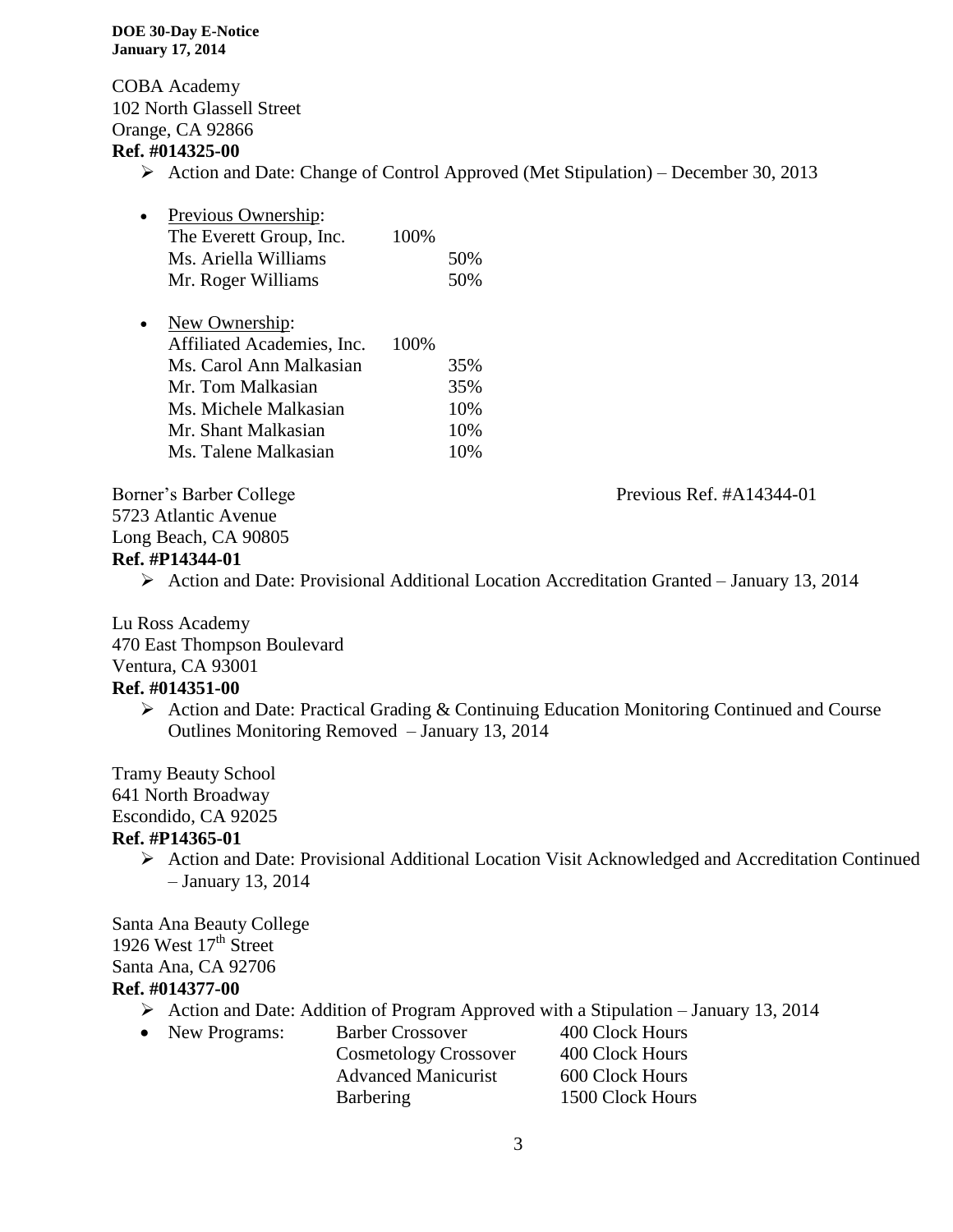COBA Academy
102 North Glassell Street
Orange, CA 92866
**Ref. #014325-00**

- Action and Date: Change of Control Approved (Met Stipulation) – December 30, 2013

- Previous Ownership:

| | | |
|---|---|---|
| The Everett Group, Inc. | 100% | |
| Ms. Ariella Williams | | 50% |
| Mr. Roger Williams | | 50% |

- New Ownership:

| | | |
|---|---|---|
| Affiliated Academies, Inc. | 100% | |
| Ms. Carol Ann Malkasian | | 35% |
| Mr. Tom Malkasian | | 35% |
| Ms. Michele Malkasian | | 10% |
| Mr. Shant Malkasian | | 10% |
| Ms. Talene Malkasian | | 10% |

Borner's Barber College — Previous Ref. #A14344-01
5723 Atlantic Avenue
Long Beach, CA 90805
**Ref. #P14344-01**

- Action and Date: Provisional Additional Location Accreditation Granted – January 13, 2014

Lu Ross Academy
470 East Thompson Boulevard
Ventura, CA 93001
**Ref. #014351-00**

- Action and Date: Practical Grading & Continuing Education Monitoring Continued and Course Outlines Monitoring Removed – January 13, 2014

Tramy Beauty School
641 North Broadway
Escondido, CA 92025
**Ref. #P14365-01**

- Action and Date: Provisional Additional Location Visit Acknowledged and Accreditation Continued – January 13, 2014

Santa Ana Beauty College
1926 West 17th Street
Santa Ana, CA 92706
**Ref. #014377-00**

- Action and Date: Addition of Program Approved with a Stipulation – January 13, 2014
- New Programs:

| | |
|---|---|
| Barber Crossover | 400 Clock Hours |
| Cosmetology Crossover | 400 Clock Hours |
| Advanced Manicurist | 600 Clock Hours |
| Barbering | 1500 Clock Hours |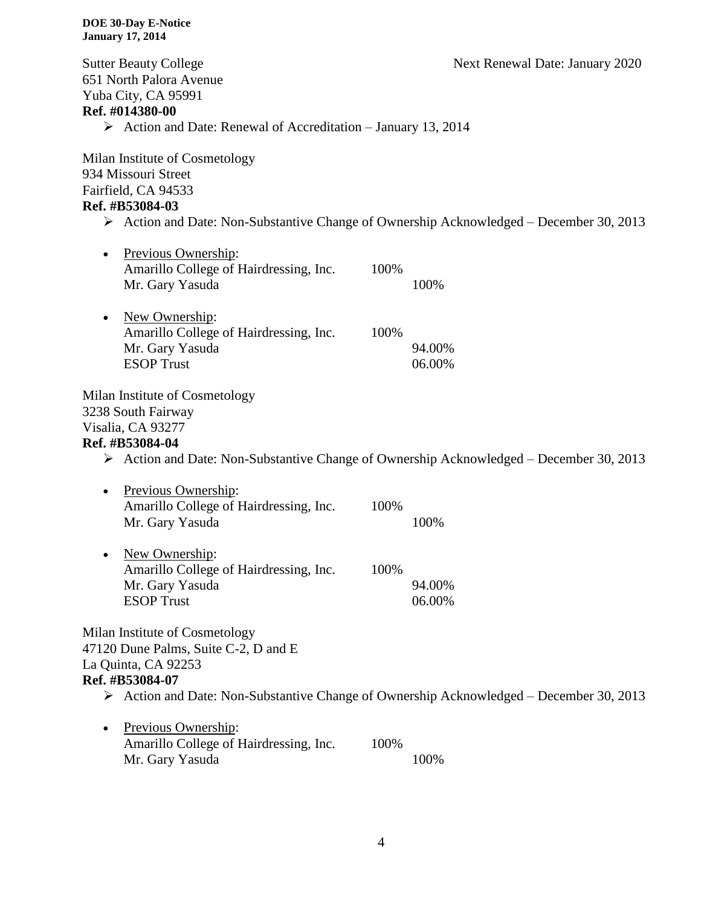Sutter Beauty College
651 North Palora Avenue
Yuba City, CA 95991
**Ref. #014380-00**

Next Renewal Date: January 2020

- Action and Date: Renewal of Accreditation – January 13, 2014

Milan Institute of Cosmetology
934 Missouri Street
Fairfield, CA 94533
**Ref. #B53084-03**

- Action and Date: Non-Substantive Change of Ownership Acknowledged – December 30, 2013

- Previous Ownership:

| | | |
|---|---|---|
| Amarillo College of Hairdressing, Inc. | 100% | |
| Mr. Gary Yasuda | | 100% |

- New Ownership:

| | | |
|---|---|---|
| Amarillo College of Hairdressing, Inc. | 100% | |
| Mr. Gary Yasuda | | 94.00% |
| ESOP Trust | | 06.00% |

Milan Institute of Cosmetology
3238 South Fairway
Visalia, CA 93277
**Ref. #B53084-04**

- Action and Date: Non-Substantive Change of Ownership Acknowledged – December 30, 2013

- Previous Ownership:

| | | |
|---|---|---|
| Amarillo College of Hairdressing, Inc. | 100% | |
| Mr. Gary Yasuda | | 100% |

- New Ownership:

| | | |
|---|---|---|
| Amarillo College of Hairdressing, Inc. | 100% | |
| Mr. Gary Yasuda | | 94.00% |
| ESOP Trust | | 06.00% |

Milan Institute of Cosmetology
47120 Dune Palms, Suite C-2, D and E
La Quinta, CA 92253
**Ref. #B53084-07**

- Action and Date: Non-Substantive Change of Ownership Acknowledged – December 30, 2013

- Previous Ownership:

| | | |
|---|---|---|
| Amarillo College of Hairdressing, Inc. | 100% | |
| Mr. Gary Yasuda | | 100% |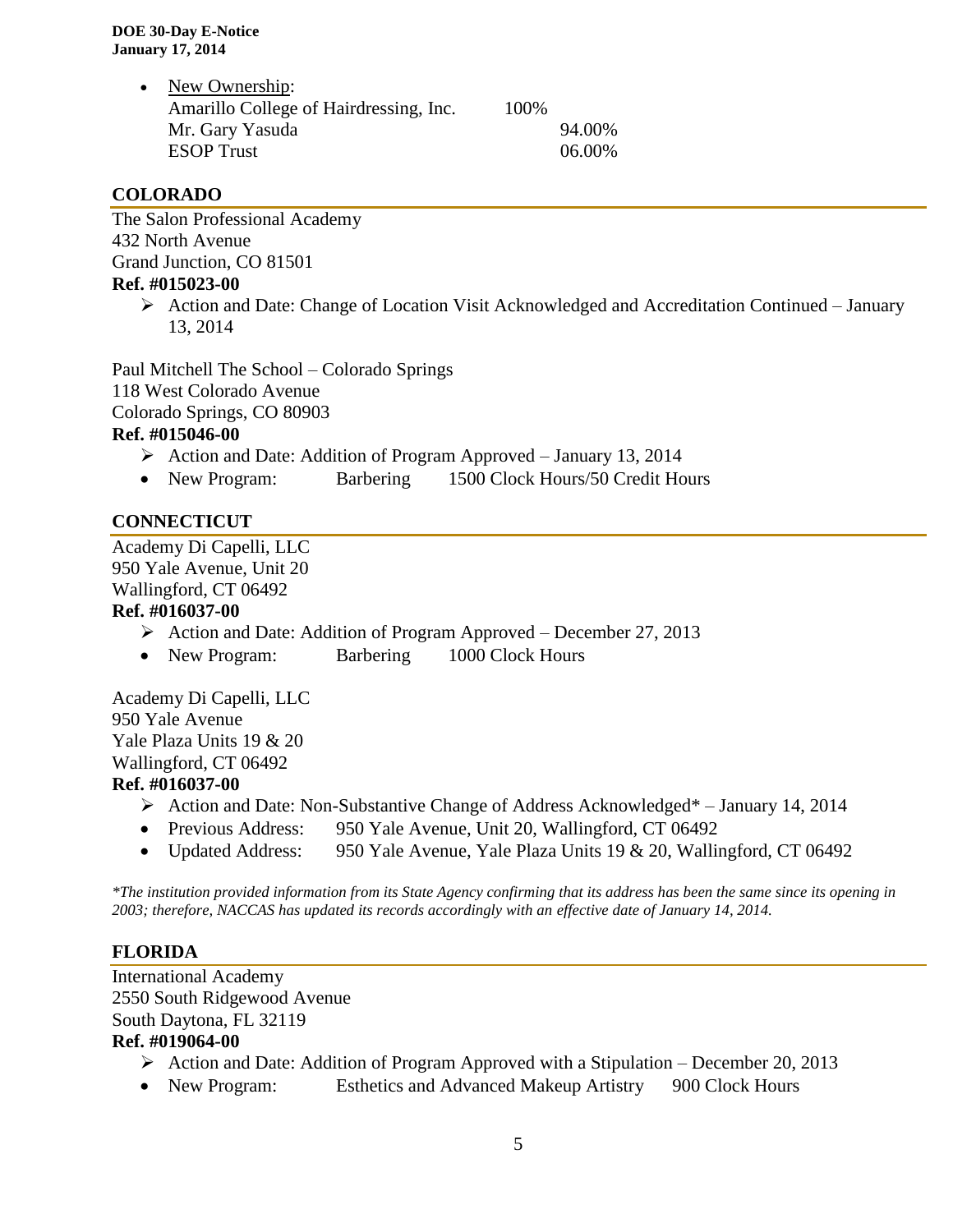- New Ownership:
  Amarillo College of Hairdressing, Inc. 100%
  Mr. Gary Yasuda 94.00%
  ESOP Trust 06.00%

## COLORADO

The Salon Professional Academy
432 North Avenue
Grand Junction, CO 81501
**Ref. #015023-00**

- ➢ Action and Date: Change of Location Visit Acknowledged and Accreditation Continued – January 13, 2014

Paul Mitchell The School – Colorado Springs
118 West Colorado Avenue
Colorado Springs, CO 80903
**Ref. #015046-00**

- ➢ Action and Date: Addition of Program Approved – January 13, 2014
- New Program: Barbering 1500 Clock Hours/50 Credit Hours

## CONNECTICUT

Academy Di Capelli, LLC
950 Yale Avenue, Unit 20
Wallingford, CT 06492
**Ref. #016037-00**

- ➢ Action and Date: Addition of Program Approved – December 27, 2013
- New Program: Barbering 1000 Clock Hours

Academy Di Capelli, LLC
950 Yale Avenue
Yale Plaza Units 19 & 20
Wallingford, CT 06492
**Ref. #016037-00**

- ➢ Action and Date: Non-Substantive Change of Address Acknowledged* – January 14, 2014
- Previous Address: 950 Yale Avenue, Unit 20, Wallingford, CT 06492
- Updated Address: 950 Yale Avenue, Yale Plaza Units 19 & 20, Wallingford, CT 06492

*\*The institution provided information from its State Agency confirming that its address has been the same since its opening in 2003; therefore, NACCAS has updated its records accordingly with an effective date of January 14, 2014.*

## FLORIDA

International Academy
2550 South Ridgewood Avenue
South Daytona, FL 32119
**Ref. #019064-00**

- ➢ Action and Date: Addition of Program Approved with a Stipulation – December 20, 2013
- New Program: Esthetics and Advanced Makeup Artistry 900 Clock Hours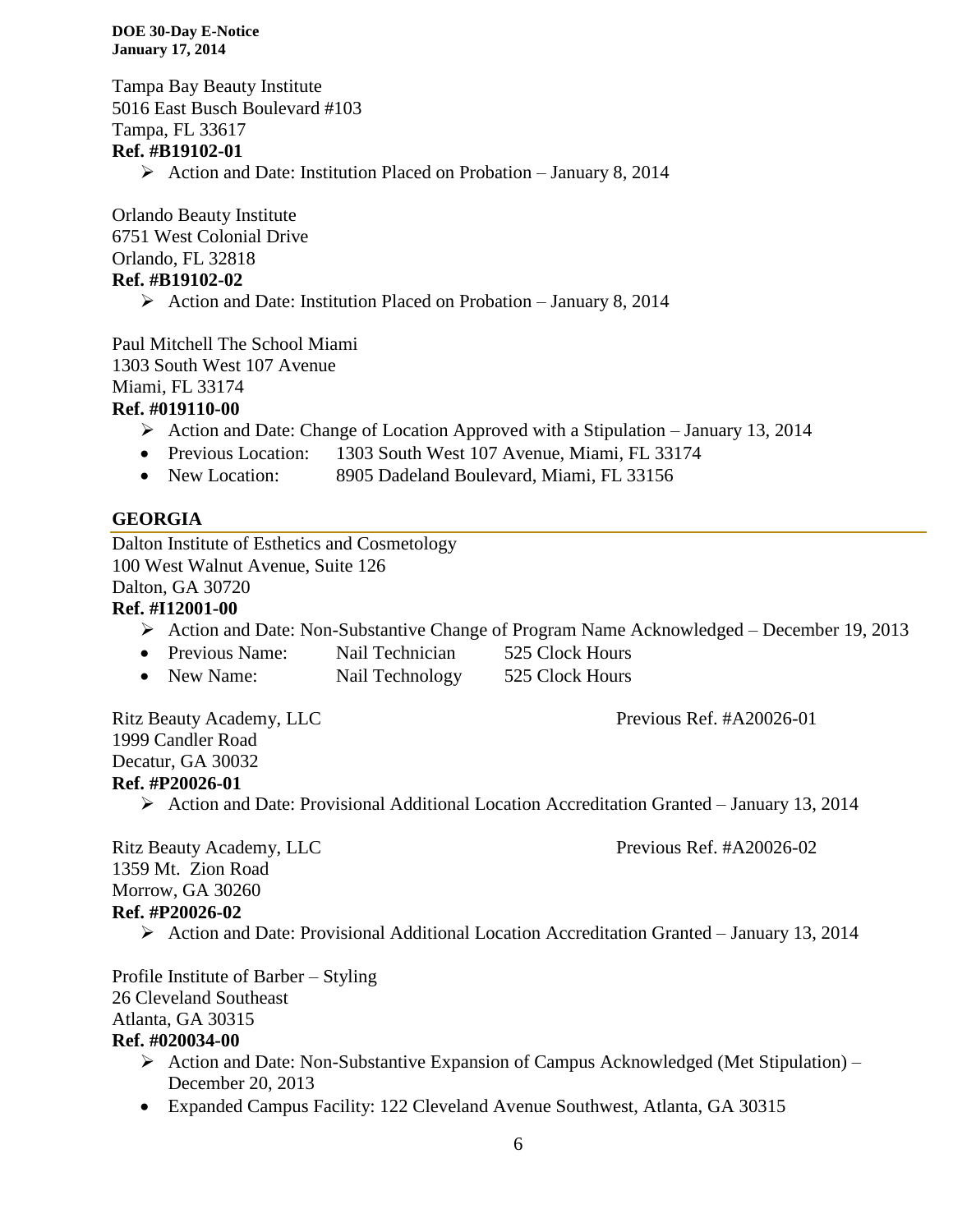Tampa Bay Beauty Institute
5016 East Busch Boulevard #103
Tampa, FL 33617
**Ref. #B19102-01**

- Action and Date: Institution Placed on Probation – January 8, 2014

Orlando Beauty Institute
6751 West Colonial Drive
Orlando, FL 32818
**Ref. #B19102-02**

- Action and Date: Institution Placed on Probation – January 8, 2014

Paul Mitchell The School Miami
1303 South West 107 Avenue
Miami, FL 33174
**Ref. #019110-00**

- Action and Date: Change of Location Approved with a Stipulation – January 13, 2014
- Previous Location: 1303 South West 107 Avenue, Miami, FL 33174
- New Location: 8905 Dadeland Boulevard, Miami, FL 33156

## GEORGIA

Dalton Institute of Esthetics and Cosmetology
100 West Walnut Avenue, Suite 126
Dalton, GA 30720
**Ref. #I12001-00**

- Action and Date: Non-Substantive Change of Program Name Acknowledged – December 19, 2013
- Previous Name: Nail Technician 525 Clock Hours
- New Name: Nail Technology 525 Clock Hours

Ritz Beauty Academy, LLC — Previous Ref. #A20026-01
1999 Candler Road
Decatur, GA 30032
**Ref. #P20026-01**

- Action and Date: Provisional Additional Location Accreditation Granted – January 13, 2014

Ritz Beauty Academy, LLC — Previous Ref. #A20026-02
1359 Mt. Zion Road
Morrow, GA 30260
**Ref. #P20026-02**

- Action and Date: Provisional Additional Location Accreditation Granted – January 13, 2014

Profile Institute of Barber – Styling
26 Cleveland Southeast
Atlanta, GA 30315
**Ref. #020034-00**

- Action and Date: Non-Substantive Expansion of Campus Acknowledged (Met Stipulation) – December 20, 2013
- Expanded Campus Facility: 122 Cleveland Avenue Southwest, Atlanta, GA 30315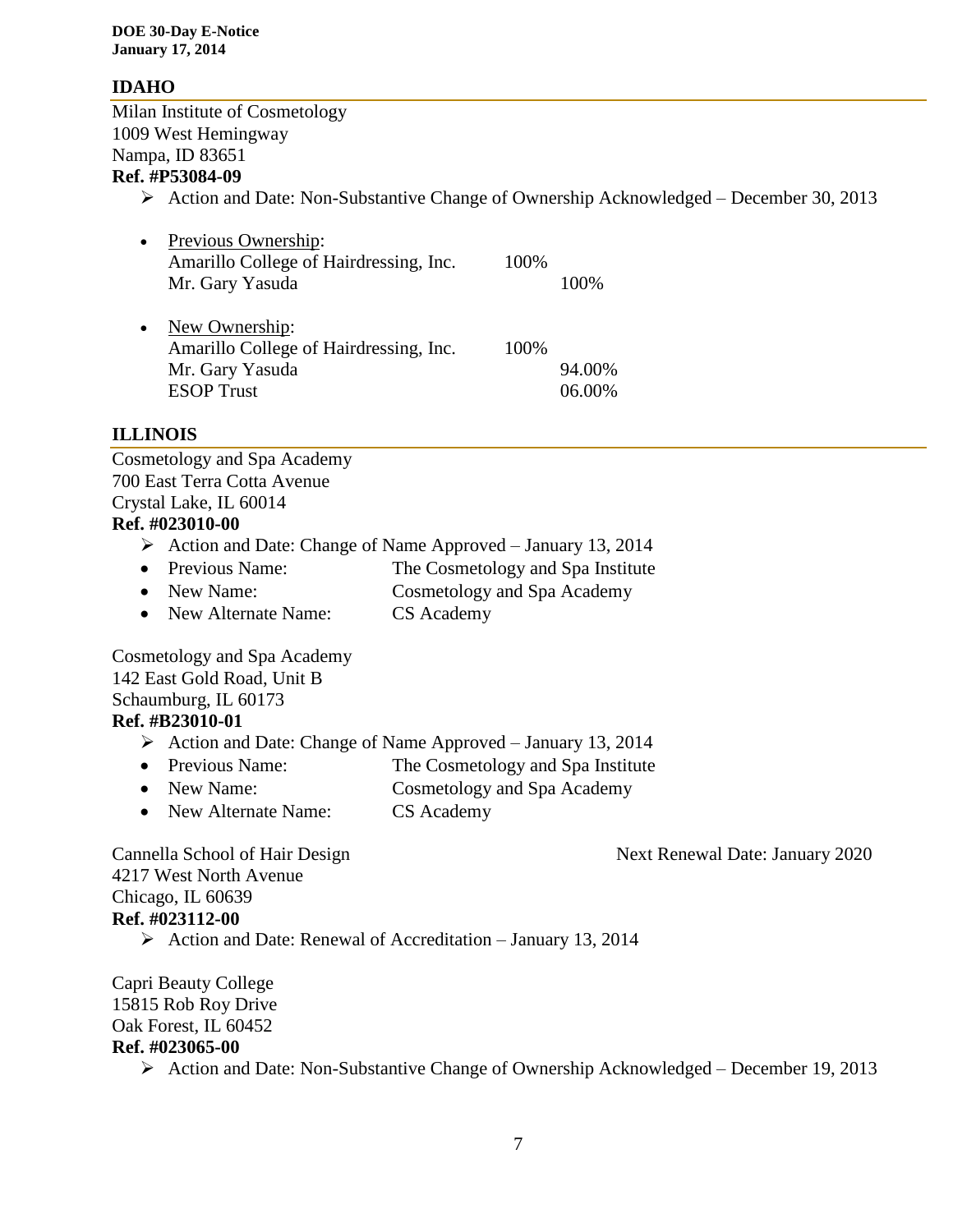## IDAHO

Milan Institute of Cosmetology
1009 West Hemingway
Nampa, ID 83651
**Ref. #P53084-09**

- Action and Date: Non-Substantive Change of Ownership Acknowledged – December 30, 2013

- Previous Ownership:

| | | |
|---|---|---|
| Amarillo College of Hairdressing, Inc. | 100% | |
| Mr. Gary Yasuda | | 100% |

- New Ownership:

| | | |
|---|---|---|
| Amarillo College of Hairdressing, Inc. | 100% | |
| Mr. Gary Yasuda | | 94.00% |
| ESOP Trust | | 06.00% |

## ILLINOIS

Cosmetology and Spa Academy
700 East Terra Cotta Avenue
Crystal Lake, IL 60014
**Ref. #023010-00**

- Action and Date: Change of Name Approved – January 13, 2014
- Previous Name: The Cosmetology and Spa Institute
- New Name: Cosmetology and Spa Academy
- New Alternate Name: CS Academy

Cosmetology and Spa Academy
142 East Gold Road, Unit B
Schaumburg, IL 60173
**Ref. #B23010-01**

- Action and Date: Change of Name Approved – January 13, 2014
- Previous Name: The Cosmetology and Spa Institute
- New Name: Cosmetology and Spa Academy
- New Alternate Name: CS Academy

Cannella School of Hair Design — Next Renewal Date: January 2020
4217 West North Avenue
Chicago, IL 60639
**Ref. #023112-00**

- Action and Date: Renewal of Accreditation – January 13, 2014

Capri Beauty College
15815 Rob Roy Drive
Oak Forest, IL 60452
**Ref. #023065-00**

- Action and Date: Non-Substantive Change of Ownership Acknowledged – December 19, 2013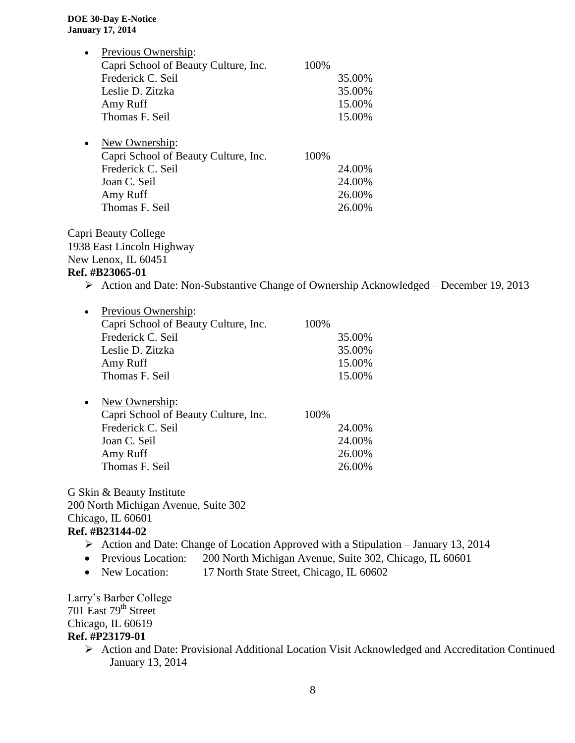- Previous Ownership:

| | | |
|---|---|---|
| Capri School of Beauty Culture, Inc. | 100% | |
| Frederick C. Seil | | 35.00% |
| Leslie D. Zitzka | | 35.00% |
| Amy Ruff | | 15.00% |
| Thomas F. Seil | | 15.00% |

- New Ownership:

| | | |
|---|---|---|
| Capri School of Beauty Culture, Inc. | 100% | |
| Frederick C. Seil | | 24.00% |
| Joan C. Seil | | 24.00% |
| Amy Ruff | | 26.00% |
| Thomas F. Seil | | 26.00% |

Capri Beauty College
1938 East Lincoln Highway
New Lenox, IL 60451
**Ref. #B23065-01**

- Action and Date: Non-Substantive Change of Ownership Acknowledged – December 19, 2013

- Previous Ownership:

| | | |
|---|---|---|
| Capri School of Beauty Culture, Inc. | 100% | |
| Frederick C. Seil | | 35.00% |
| Leslie D. Zitzka | | 35.00% |
| Amy Ruff | | 15.00% |
| Thomas F. Seil | | 15.00% |

- New Ownership:

| | | |
|---|---|---|
| Capri School of Beauty Culture, Inc. | 100% | |
| Frederick C. Seil | | 24.00% |
| Joan C. Seil | | 24.00% |
| Amy Ruff | | 26.00% |
| Thomas F. Seil | | 26.00% |

G Skin & Beauty Institute
200 North Michigan Avenue, Suite 302
Chicago, IL 60601
**Ref. #B23144-02**

- Action and Date: Change of Location Approved with a Stipulation – January 13, 2014
- Previous Location: 200 North Michigan Avenue, Suite 302, Chicago, IL 60601
- New Location: 17 North State Street, Chicago, IL 60602

Larry's Barber College
701 East 79th Street
Chicago, IL 60619
**Ref. #P23179-01**

- Action and Date: Provisional Additional Location Visit Acknowledged and Accreditation Continued – January 13, 2014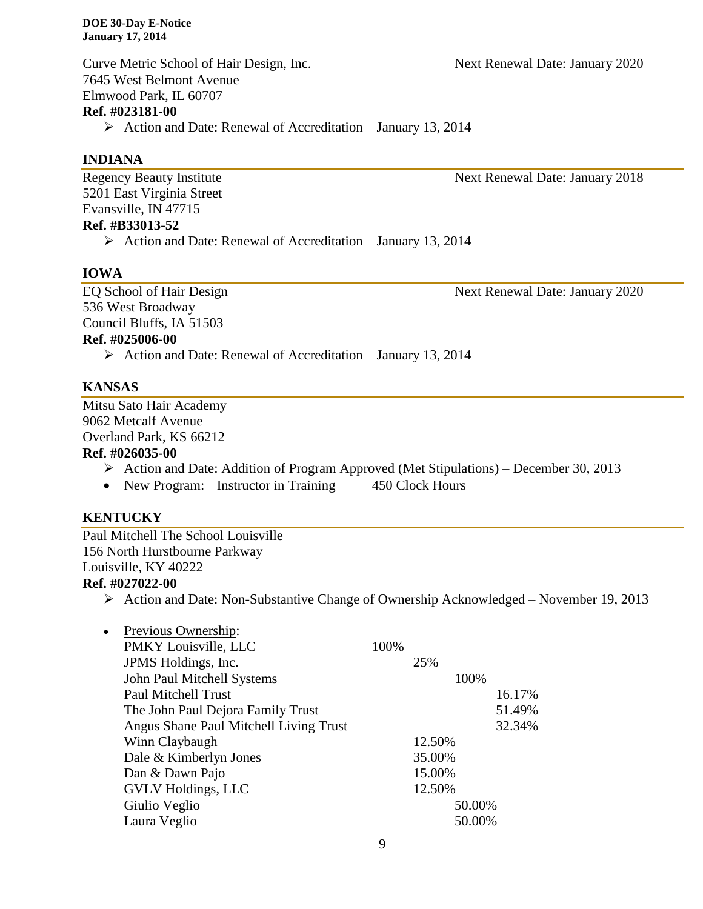Curve Metric School of Hair Design, Inc. — Next Renewal Date: January 2020
7645 West Belmont Avenue
Elmwood Park, IL 60707
**Ref. #023181-00**

- Action and Date: Renewal of Accreditation – January 13, 2014

## INDIANA

Regency Beauty Institute — Next Renewal Date: January 2018
5201 East Virginia Street
Evansville, IN 47715
**Ref. #B33013-52**

- Action and Date: Renewal of Accreditation – January 13, 2014

## IOWA

EQ School of Hair Design — Next Renewal Date: January 2020
536 West Broadway
Council Bluffs, IA 51503
**Ref. #025006-00**

- Action and Date: Renewal of Accreditation – January 13, 2014

## KANSAS

Mitsu Sato Hair Academy
9062 Metcalf Avenue
Overland Park, KS 66212
**Ref. #026035-00**

- Action and Date: Addition of Program Approved (Met Stipulations) – December 30, 2013
- New Program: Instructor in Training 450 Clock Hours

## KENTUCKY

Paul Mitchell The School Louisville
156 North Hurstbourne Parkway
Louisville, KY 40222
**Ref. #027022-00**

- Action and Date: Non-Substantive Change of Ownership Acknowledged – November 19, 2013

- Previous Ownership:

| Owner | Level 1 | Level 2 | Level 3 | Level 4 |
|---|---|---|---|---|
| PMKY Louisville, LLC | 100% | | | |
| JPMS Holdings, Inc. | | 25% | | |
| John Paul Mitchell Systems | | | 100% | |
| Paul Mitchell Trust | | | | 16.17% |
| The John Paul Dejora Family Trust | | | | 51.49% |
| Angus Shane Paul Mitchell Living Trust | | | | 32.34% |
| Winn Claybaugh | | 12.50% | | |
| Dale & Kimberlyn Jones | | 35.00% | | |
| Dan & Dawn Pajo | | 15.00% | | |
| GVLV Holdings, LLC | | 12.50% | | |
| Giulio Veglio | | | 50.00% | |
| Laura Veglio | | | 50.00% | |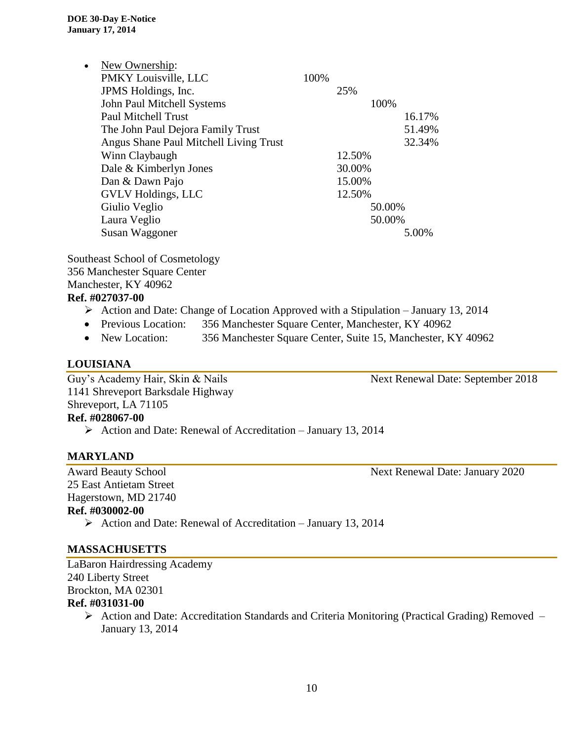- New Ownership:

| | | | |
|---|---|---|---|
| PMKY Louisville, LLC | 100% | | |
| JPMS Holdings, Inc. | | 25% | |
| John Paul Mitchell Systems | | | 100% |
| Paul Mitchell Trust | | | 16.17% |
| The John Paul Dejora Family Trust | | | 51.49% |
| Angus Shane Paul Mitchell Living Trust | | | 32.34% |
| Winn Claybaugh | | 12.50% | |
| Dale & Kimberlyn Jones | | 30.00% | |
| Dan & Dawn Pajo | | 15.00% | |
| GVLV Holdings, LLC | | 12.50% | |
| Giulio Veglio | | | 50.00% |
| Laura Veglio | | | 50.00% |
| Susan Waggoner | | | 5.00% |

Southeast School of Cosmetology
356 Manchester Square Center
Manchester, KY 40962
**Ref. #027037-00**

- Action and Date: Change of Location Approved with a Stipulation – January 13, 2014
- Previous Location: 356 Manchester Square Center, Manchester, KY 40962
- New Location: 356 Manchester Square Center, Suite 15, Manchester, KY 40962

## LOUISIANA

Guy's Academy Hair, Skin & Nails — Next Renewal Date: September 2018
1141 Shreveport Barksdale Highway
Shreveport, LA 71105
**Ref. #028067-00**

- Action and Date: Renewal of Accreditation – January 13, 2014

## MARYLAND

Award Beauty School — Next Renewal Date: January 2020
25 East Antietam Street
Hagerstown, MD 21740
**Ref. #030002-00**

- Action and Date: Renewal of Accreditation – January 13, 2014

## MASSACHUSETTS

LaBaron Hairdressing Academy
240 Liberty Street
Brockton, MA 02301
**Ref. #031031-00**

- Action and Date: Accreditation Standards and Criteria Monitoring (Practical Grading) Removed – January 13, 2014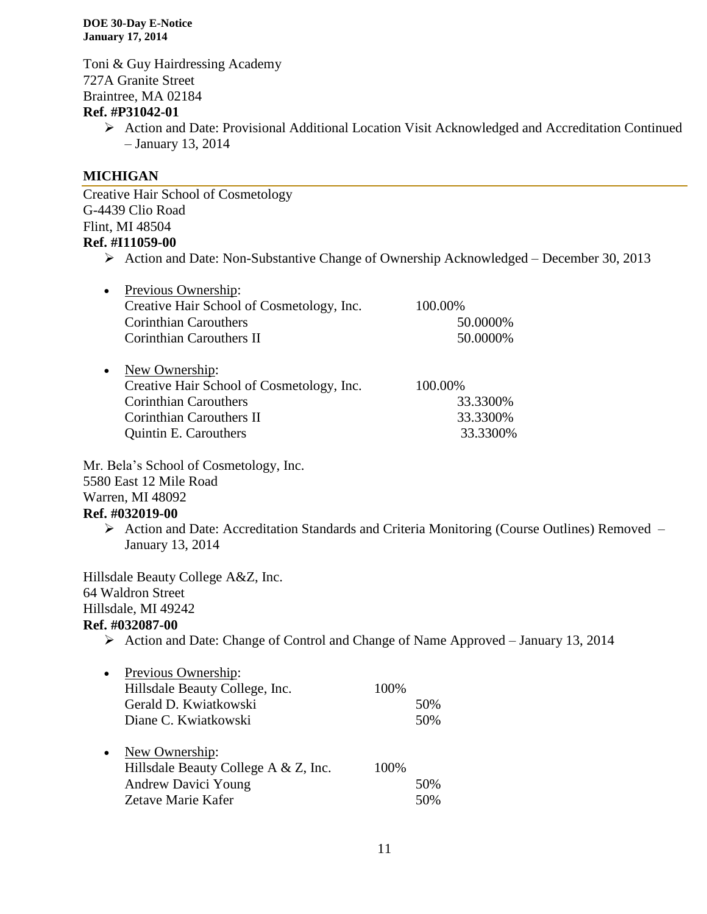Toni & Guy Hairdressing Academy
727A Granite Street
Braintree, MA 02184
**Ref. #P31042-01**

- Action and Date: Provisional Additional Location Visit Acknowledged and Accreditation Continued – January 13, 2014

## MICHIGAN

Creative Hair School of Cosmetology
G-4439 Clio Road
Flint, MI 48504
**Ref. #I11059-00**

- Action and Date: Non-Substantive Change of Ownership Acknowledged – December 30, 2013

- Previous Ownership:

| | | |
|---|---|---|
| Creative Hair School of Cosmetology, Inc. | 100.00% | |
| Corinthian Carouthers | | 50.0000% |
| Corinthian Carouthers II | | 50.0000% |

- New Ownership:

| | | |
|---|---|---|
| Creative Hair School of Cosmetology, Inc. | 100.00% | |
| Corinthian Carouthers | | 33.3300% |
| Corinthian Carouthers II | | 33.3300% |
| Quintin E. Carouthers | | 33.3300% |

Mr. Bela's School of Cosmetology, Inc.
5580 East 12 Mile Road
Warren, MI 48092
**Ref. #032019-00**

- Action and Date: Accreditation Standards and Criteria Monitoring (Course Outlines) Removed – January 13, 2014

Hillsdale Beauty College A&Z, Inc.
64 Waldron Street
Hillsdale, MI 49242
**Ref. #032087-00**

- Action and Date: Change of Control and Change of Name Approved – January 13, 2014

- Previous Ownership:

| | | |
|---|---|---|
| Hillsdale Beauty College, Inc. | 100% | |
| Gerald D. Kwiatkowski | | 50% |
| Diane C. Kwiatkowski | | 50% |

- New Ownership:

| | | |
|---|---|---|
| Hillsdale Beauty College A & Z, Inc. | 100% | |
| Andrew Davici Young | | 50% |
| Zetave Marie Kafer | | 50% |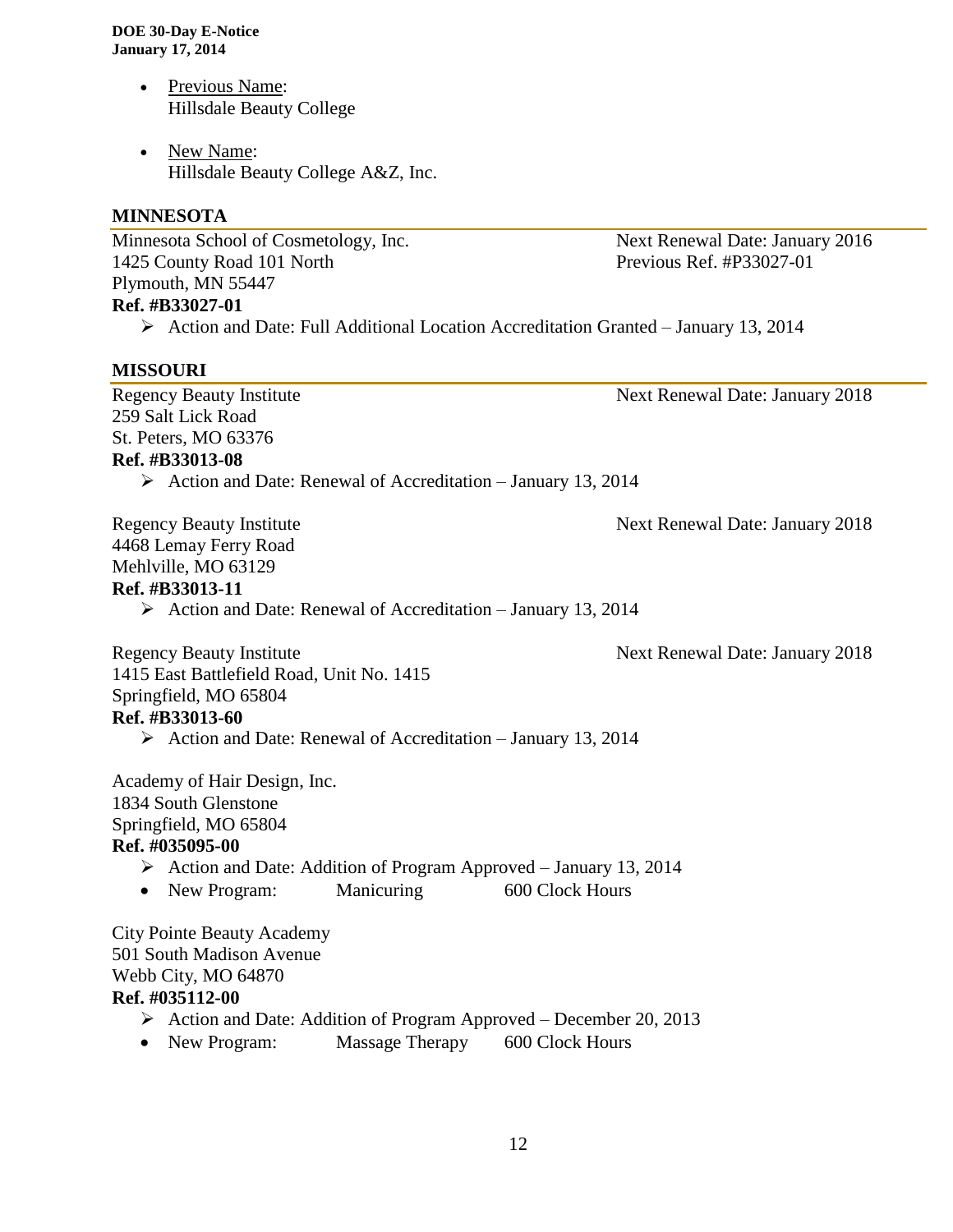- Previous Name:
  Hillsdale Beauty College

- New Name:
  Hillsdale Beauty College A&Z, Inc.

## MINNESOTA

Minnesota School of Cosmetology, Inc.
1425 County Road 101 North
Plymouth, MN 55447
**Ref. #B33027-01**

Next Renewal Date: January 2016
Previous Ref. #P33027-01

- Action and Date: Full Additional Location Accreditation Granted – January 13, 2014

## MISSOURI

Regency Beauty Institute
259 Salt Lick Road
St. Peters, MO 63376
**Ref. #B33013-08**

Next Renewal Date: January 2018

- Action and Date: Renewal of Accreditation – January 13, 2014

Regency Beauty Institute
4468 Lemay Ferry Road
Mehlville, MO 63129
**Ref. #B33013-11**

Next Renewal Date: January 2018

- Action and Date: Renewal of Accreditation – January 13, 2014

Regency Beauty Institute
1415 East Battlefield Road, Unit No. 1415
Springfield, MO 65804
**Ref. #B33013-60**

Next Renewal Date: January 2018

- Action and Date: Renewal of Accreditation – January 13, 2014

Academy of Hair Design, Inc.
1834 South Glenstone
Springfield, MO 65804
**Ref. #035095-00**

- Action and Date: Addition of Program Approved – January 13, 2014
- New Program: Manicuring 600 Clock Hours

City Pointe Beauty Academy
501 South Madison Avenue
Webb City, MO 64870
**Ref. #035112-00**

- Action and Date: Addition of Program Approved – December 20, 2013
- New Program: Massage Therapy 600 Clock Hours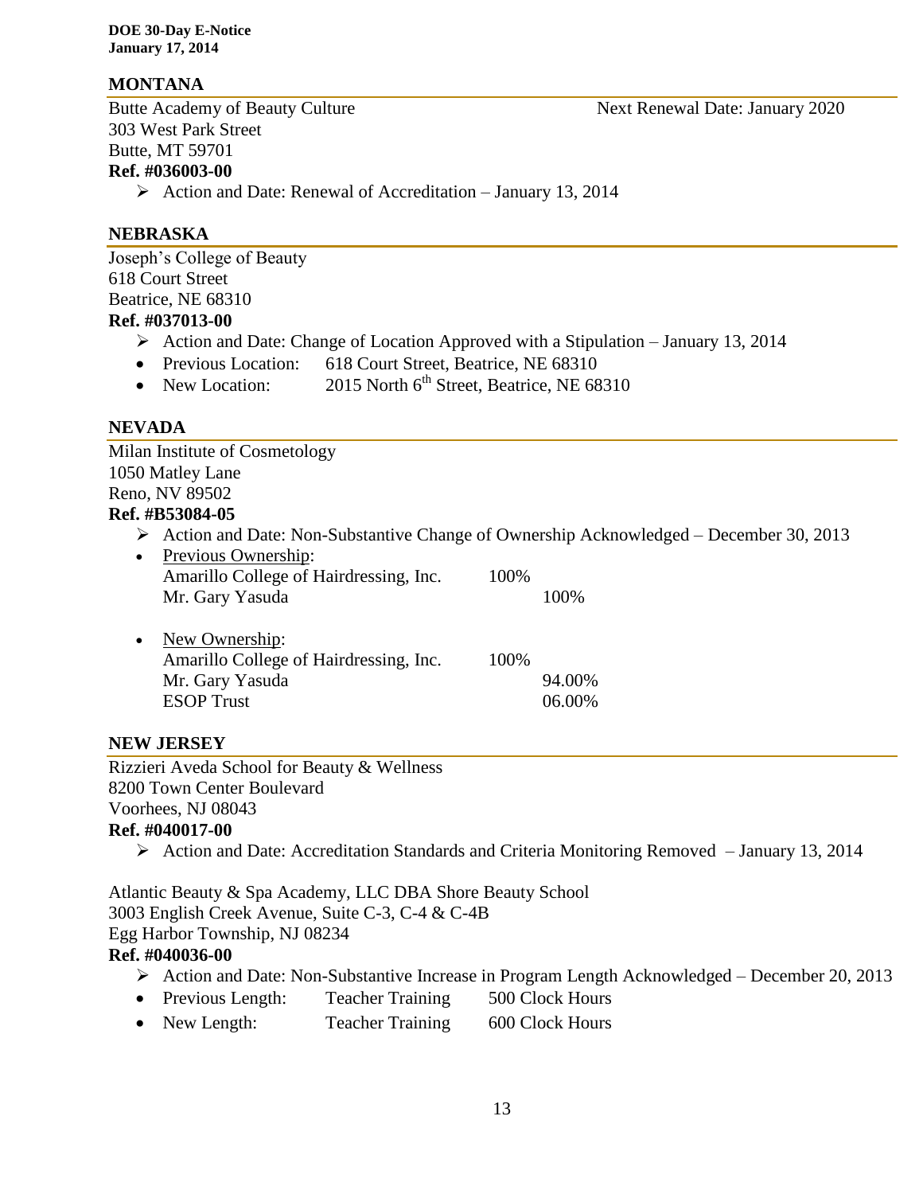## MONTANA

Butte Academy of Beauty Culture — Next Renewal Date: January 2020
303 West Park Street
Butte, MT 59701
**Ref. #036003-00**

- Action and Date: Renewal of Accreditation – January 13, 2014

## NEBRASKA

Joseph's College of Beauty
618 Court Street
Beatrice, NE 68310
**Ref. #037013-00**

- Action and Date: Change of Location Approved with a Stipulation – January 13, 2014
- Previous Location: 618 Court Street, Beatrice, NE 68310
- New Location: 2015 North 6th Street, Beatrice, NE 68310

## NEVADA

Milan Institute of Cosmetology
1050 Matley Lane
Reno, NV 89502
**Ref. #B53084-05**

- Action and Date: Non-Substantive Change of Ownership Acknowledged – December 30, 2013
- Previous Ownership:

| | | |
|---|---|---|
| Amarillo College of Hairdressing, Inc. | 100% | |
| Mr. Gary Yasuda | | 100% |

- New Ownership:

| | | |
|---|---|---|
| Amarillo College of Hairdressing, Inc. | 100% | |
| Mr. Gary Yasuda | | 94.00% |
| ESOP Trust | | 06.00% |

## NEW JERSEY

Rizzieri Aveda School for Beauty & Wellness
8200 Town Center Boulevard
Voorhees, NJ 08043
**Ref. #040017-00**

- Action and Date: Accreditation Standards and Criteria Monitoring Removed – January 13, 2014

Atlantic Beauty & Spa Academy, LLC DBA Shore Beauty School
3003 English Creek Avenue, Suite C-3, C-4 & C-4B
Egg Harbor Township, NJ 08234
**Ref. #040036-00**

- Action and Date: Non-Substantive Increase in Program Length Acknowledged – December 20, 2013
- Previous Length: Teacher Training 500 Clock Hours
- New Length: Teacher Training 600 Clock Hours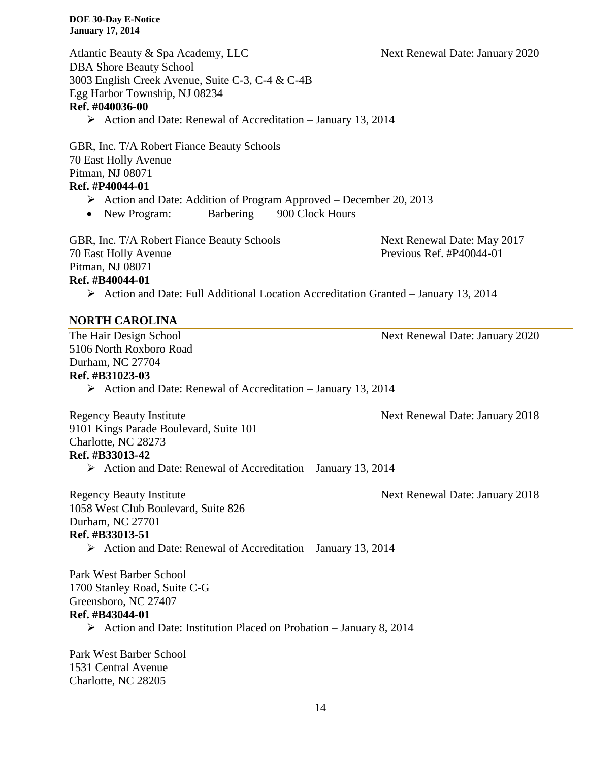Atlantic Beauty & Spa Academy, LLC Next Renewal Date: January 2020
DBA Shore Beauty School
3003 English Creek Avenue, Suite C-3, C-4 & C-4B
Egg Harbor Township, NJ 08234
**Ref. #040036-00**

- Action and Date: Renewal of Accreditation – January 13, 2014

GBR, Inc. T/A Robert Fiance Beauty Schools
70 East Holly Avenue
Pitman, NJ 08071
**Ref. #P40044-01**

- Action and Date: Addition of Program Approved – December 20, 2013
- New Program: Barbering 900 Clock Hours

GBR, Inc. T/A Robert Fiance Beauty Schools Next Renewal Date: May 2017
70 East Holly Avenue Previous Ref. #P40044-01
Pitman, NJ 08071
**Ref. #B40044-01**

- Action and Date: Full Additional Location Accreditation Granted – January 13, 2014

## NORTH CAROLINA

The Hair Design School Next Renewal Date: January 2020
5106 North Roxboro Road
Durham, NC 27704
**Ref. #B31023-03**

- Action and Date: Renewal of Accreditation – January 13, 2014

Regency Beauty Institute Next Renewal Date: January 2018
9101 Kings Parade Boulevard, Suite 101
Charlotte, NC 28273
**Ref. #B33013-42**

- Action and Date: Renewal of Accreditation – January 13, 2014

Regency Beauty Institute Next Renewal Date: January 2018
1058 West Club Boulevard, Suite 826
Durham, NC 27701
**Ref. #B33013-51**

- Action and Date: Renewal of Accreditation – January 13, 2014

Park West Barber School
1700 Stanley Road, Suite C-G
Greensboro, NC 27407
**Ref. #B43044-01**

- Action and Date: Institution Placed on Probation – January 8, 2014

Park West Barber School
1531 Central Avenue
Charlotte, NC 28205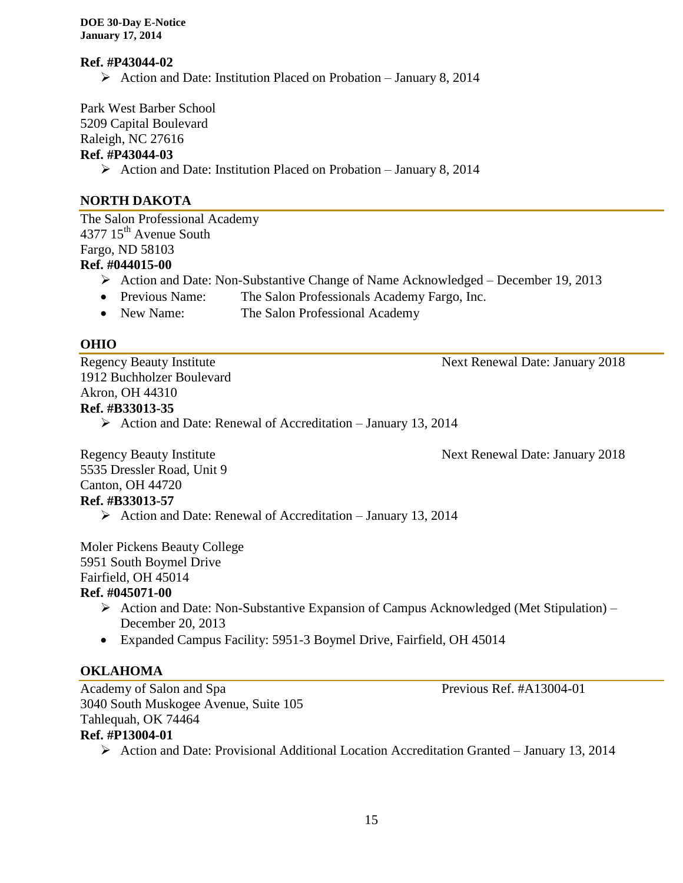**Ref. #P43044-02**

- Action and Date: Institution Placed on Probation – January 8, 2014

Park West Barber School
5209 Capital Boulevard
Raleigh, NC 27616
**Ref. #P43044-03**

- Action and Date: Institution Placed on Probation – January 8, 2014

## NORTH DAKOTA

The Salon Professional Academy
4377 15th Avenue South
Fargo, ND 58103
**Ref. #044015-00**

- Action and Date: Non-Substantive Change of Name Acknowledged – December 19, 2013
  - Previous Name: The Salon Professionals Academy Fargo, Inc.
  - New Name: The Salon Professional Academy

## OHIO

Regency Beauty Institute — Next Renewal Date: January 2018
1912 Buchholzer Boulevard
Akron, OH 44310
**Ref. #B33013-35**

- Action and Date: Renewal of Accreditation – January 13, 2014

Regency Beauty Institute — Next Renewal Date: January 2018
5535 Dressler Road, Unit 9
Canton, OH 44720
**Ref. #B33013-57**

- Action and Date: Renewal of Accreditation – January 13, 2014

Moler Pickens Beauty College
5951 South Boymel Drive
Fairfield, OH 45014
**Ref. #045071-00**

- Action and Date: Non-Substantive Expansion of Campus Acknowledged (Met Stipulation) – December 20, 2013
  - Expanded Campus Facility: 5951-3 Boymel Drive, Fairfield, OH 45014

## OKLAHOMA

Academy of Salon and Spa — Previous Ref. #A13004-01
3040 South Muskogee Avenue, Suite 105
Tahlequah, OK 74464
**Ref. #P13004-01**

- Action and Date: Provisional Additional Location Accreditation Granted – January 13, 2014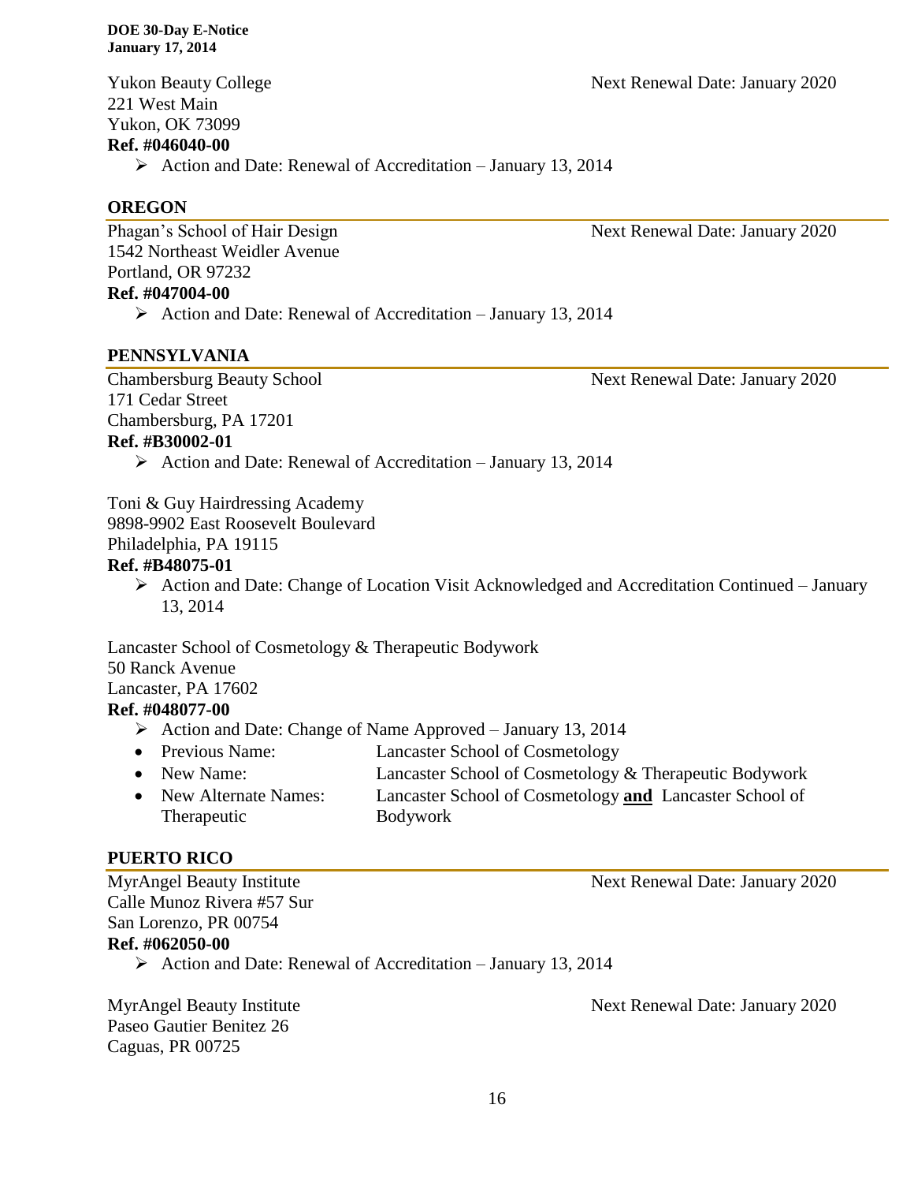Yukon Beauty College — Next Renewal Date: January 2020
221 West Main
Yukon, OK 73099
**Ref. #046040-00**

- Action and Date: Renewal of Accreditation – January 13, 2014

## OREGON

Phagan's School of Hair Design — Next Renewal Date: January 2020
1542 Northeast Weidler Avenue
Portland, OR 97232
**Ref. #047004-00**

- Action and Date: Renewal of Accreditation – January 13, 2014

## PENNSYLVANIA

Chambersburg Beauty School — Next Renewal Date: January 2020
171 Cedar Street
Chambersburg, PA 17201
**Ref. #B30002-01**

- Action and Date: Renewal of Accreditation – January 13, 2014

Toni & Guy Hairdressing Academy
9898-9902 East Roosevelt Boulevard
Philadelphia, PA 19115
**Ref. #B48075-01**

- Action and Date: Change of Location Visit Acknowledged and Accreditation Continued – January 13, 2014

Lancaster School of Cosmetology & Therapeutic Bodywork
50 Ranck Avenue
Lancaster, PA 17602
**Ref. #048077-00**

- Action and Date: Change of Name Approved – January 13, 2014
  - Previous Name: Lancaster School of Cosmetology
  - New Name: Lancaster School of Cosmetology & Therapeutic Bodywork
  - New Alternate Names: Lancaster School of Cosmetology **and** Lancaster School of Therapeutic Bodywork

## PUERTO RICO

MyrAngel Beauty Institute — Next Renewal Date: January 2020
Calle Munoz Rivera #57 Sur
San Lorenzo, PR 00754
**Ref. #062050-00**

- Action and Date: Renewal of Accreditation – January 13, 2014

MyrAngel Beauty Institute — Next Renewal Date: January 2020
Paseo Gautier Benitez 26
Caguas, PR 00725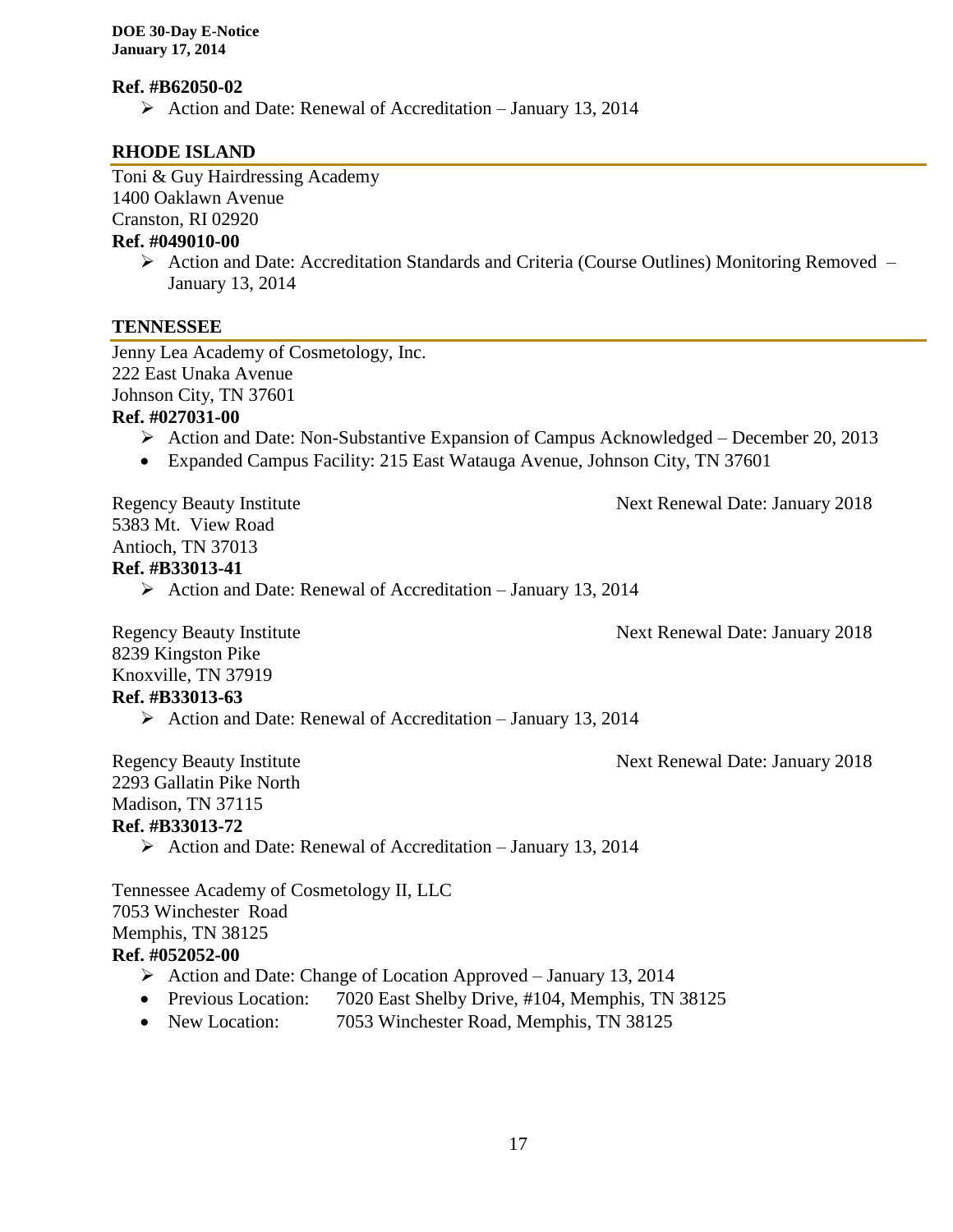**Ref. #B62050-02**

- Action and Date: Renewal of Accreditation – January 13, 2014

## RHODE ISLAND

Toni & Guy Hairdressing Academy
1400 Oaklawn Avenue
Cranston, RI 02920

**Ref. #049010-00**

- Action and Date: Accreditation Standards and Criteria (Course Outlines) Monitoring Removed – January 13, 2014

## TENNESSEE

Jenny Lea Academy of Cosmetology, Inc.
222 East Unaka Avenue
Johnson City, TN 37601

**Ref. #027031-00**

- Action and Date: Non-Substantive Expansion of Campus Acknowledged – December 20, 2013
- Expanded Campus Facility: 215 East Watauga Avenue, Johnson City, TN 37601

Regency Beauty Institute — Next Renewal Date: January 2018
5383 Mt. View Road
Antioch, TN 37013

**Ref. #B33013-41**

- Action and Date: Renewal of Accreditation – January 13, 2014

Regency Beauty Institute — Next Renewal Date: January 2018
8239 Kingston Pike
Knoxville, TN 37919

**Ref. #B33013-63**

- Action and Date: Renewal of Accreditation – January 13, 2014

Regency Beauty Institute — Next Renewal Date: January 2018
2293 Gallatin Pike North
Madison, TN 37115

**Ref. #B33013-72**

- Action and Date: Renewal of Accreditation – January 13, 2014

Tennessee Academy of Cosmetology II, LLC
7053 Winchester Road
Memphis, TN 38125

**Ref. #052052-00**

- Action and Date: Change of Location Approved – January 13, 2014
- Previous Location: 7020 East Shelby Drive, #104, Memphis, TN 38125
- New Location: 7053 Winchester Road, Memphis, TN 38125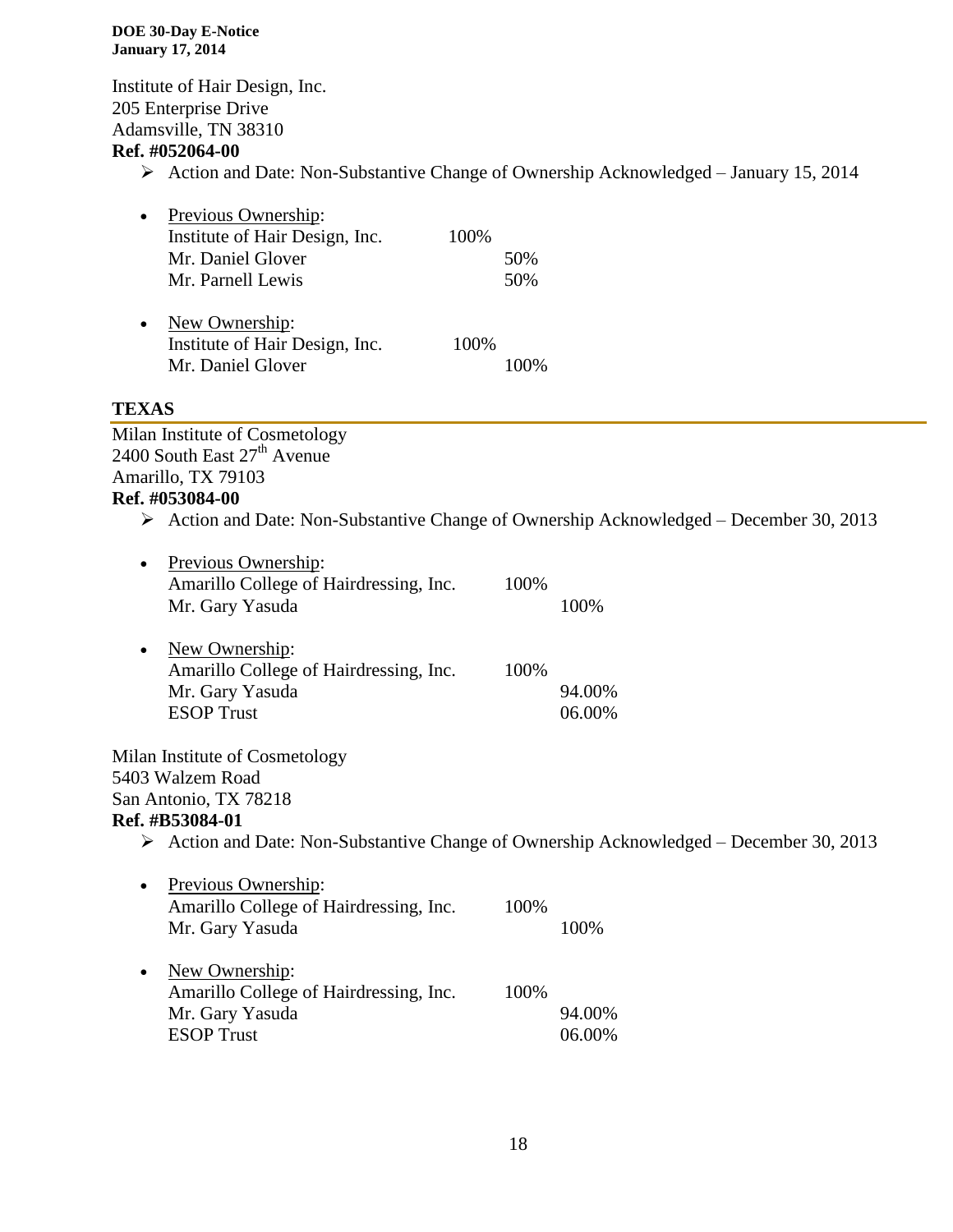Institute of Hair Design, Inc.
205 Enterprise Drive
Adamsville, TN 38310
**Ref. #052064-00**

- Action and Date: Non-Substantive Change of Ownership Acknowledged – January 15, 2014

- Previous Ownership:
  Institute of Hair Design, Inc. 100%
  Mr. Daniel Glover 50%
  Mr. Parnell Lewis 50%

- New Ownership:
  Institute of Hair Design, Inc. 100%
  Mr. Daniel Glover 100%

## TEXAS

Milan Institute of Cosmetology
2400 South East 27th Avenue
Amarillo, TX 79103
**Ref. #053084-00**

- Action and Date: Non-Substantive Change of Ownership Acknowledged – December 30, 2013

- Previous Ownership:
  Amarillo College of Hairdressing, Inc. 100%
  Mr. Gary Yasuda 100%

- New Ownership:
  Amarillo College of Hairdressing, Inc. 100%
  Mr. Gary Yasuda 94.00%
  ESOP Trust 06.00%

Milan Institute of Cosmetology
5403 Walzem Road
San Antonio, TX 78218
**Ref. #B53084-01**

- Action and Date: Non-Substantive Change of Ownership Acknowledged – December 30, 2013

- Previous Ownership:
  Amarillo College of Hairdressing, Inc. 100%
  Mr. Gary Yasuda 100%

- New Ownership:
  Amarillo College of Hairdressing, Inc. 100%
  Mr. Gary Yasuda 94.00%
  ESOP Trust 06.00%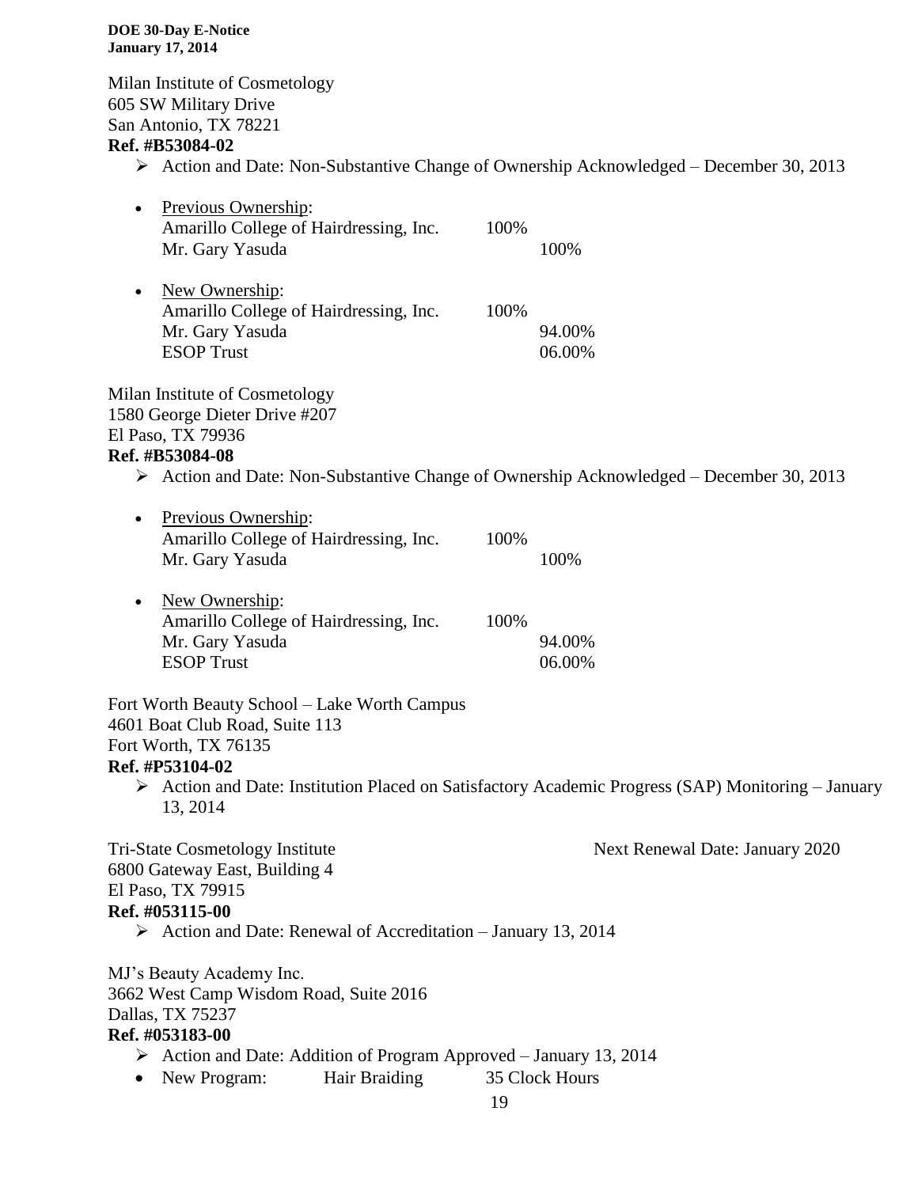Milan Institute of Cosmetology
605 SW Military Drive
San Antonio, TX 78221
**Ref. #B53084-02**

- Action and Date: Non-Substantive Change of Ownership Acknowledged – December 30, 2013

- Previous Ownership:

| | | |
|---|---|---|
| Amarillo College of Hairdressing, Inc. | 100% | |
| Mr. Gary Yasuda | | 100% |

- New Ownership:

| | | |
|---|---|---|
| Amarillo College of Hairdressing, Inc. | 100% | |
| Mr. Gary Yasuda | | 94.00% |
| ESOP Trust | | 06.00% |

Milan Institute of Cosmetology
1580 George Dieter Drive #207
El Paso, TX 79936
**Ref. #B53084-08**

- Action and Date: Non-Substantive Change of Ownership Acknowledged – December 30, 2013

- Previous Ownership:

| | | |
|---|---|---|
| Amarillo College of Hairdressing, Inc. | 100% | |
| Mr. Gary Yasuda | | 100% |

- New Ownership:

| | | |
|---|---|---|
| Amarillo College of Hairdressing, Inc. | 100% | |
| Mr. Gary Yasuda | | 94.00% |
| ESOP Trust | | 06.00% |

Fort Worth Beauty School – Lake Worth Campus
4601 Boat Club Road, Suite 113
Fort Worth, TX 76135
**Ref. #P53104-02**

- Action and Date: Institution Placed on Satisfactory Academic Progress (SAP) Monitoring – January 13, 2014

Tri-State Cosmetology Institute — Next Renewal Date: January 2020
6800 Gateway East, Building 4
El Paso, TX 79915
**Ref. #053115-00**

- Action and Date: Renewal of Accreditation – January 13, 2014

MJ's Beauty Academy Inc.
3662 West Camp Wisdom Road, Suite 2016
Dallas, TX 75237
**Ref. #053183-00**

- Action and Date: Addition of Program Approved – January 13, 2014
- New Program: Hair Braiding 35 Clock Hours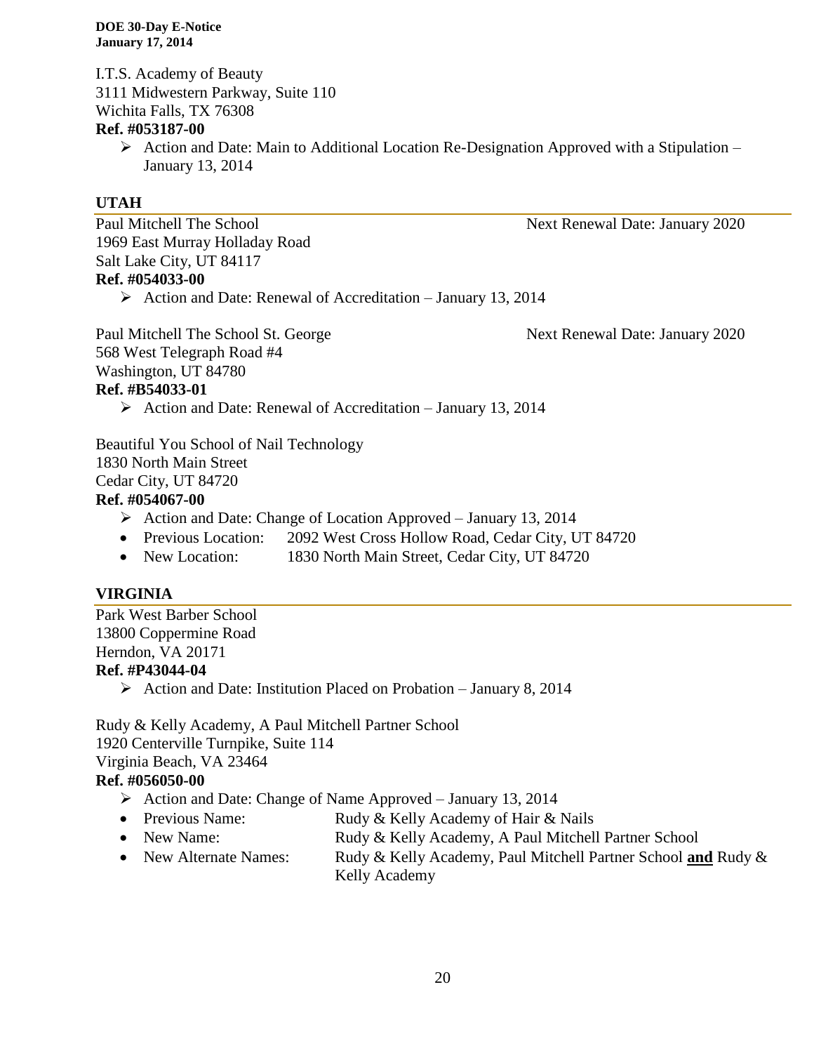I.T.S. Academy of Beauty
3111 Midwestern Parkway, Suite 110
Wichita Falls, TX 76308
**Ref. #053187-00**

- Action and Date: Main to Additional Location Re-Designation Approved with a Stipulation – January 13, 2014

## UTAH

Paul Mitchell The School — Next Renewal Date: January 2020
1969 East Murray Holladay Road
Salt Lake City, UT 84117
**Ref. #054033-00**

- Action and Date: Renewal of Accreditation – January 13, 2014

Paul Mitchell The School St. George — Next Renewal Date: January 2020
568 West Telegraph Road #4
Washington, UT 84780
**Ref. #B54033-01**

- Action and Date: Renewal of Accreditation – January 13, 2014

Beautiful You School of Nail Technology
1830 North Main Street
Cedar City, UT 84720
**Ref. #054067-00**

- Action and Date: Change of Location Approved – January 13, 2014
- Previous Location: 2092 West Cross Hollow Road, Cedar City, UT 84720
- New Location: 1830 North Main Street, Cedar City, UT 84720

## VIRGINIA

Park West Barber School
13800 Coppermine Road
Herndon, VA 20171
**Ref. #P43044-04**

- Action and Date: Institution Placed on Probation – January 8, 2014

Rudy & Kelly Academy, A Paul Mitchell Partner School
1920 Centerville Turnpike, Suite 114
Virginia Beach, VA 23464
**Ref. #056050-00**

- Action and Date: Change of Name Approved – January 13, 2014
- Previous Name: Rudy & Kelly Academy of Hair & Nails
- New Name: Rudy & Kelly Academy, A Paul Mitchell Partner School
- New Alternate Names: Rudy & Kelly Academy, Paul Mitchell Partner School **and** Rudy & Kelly Academy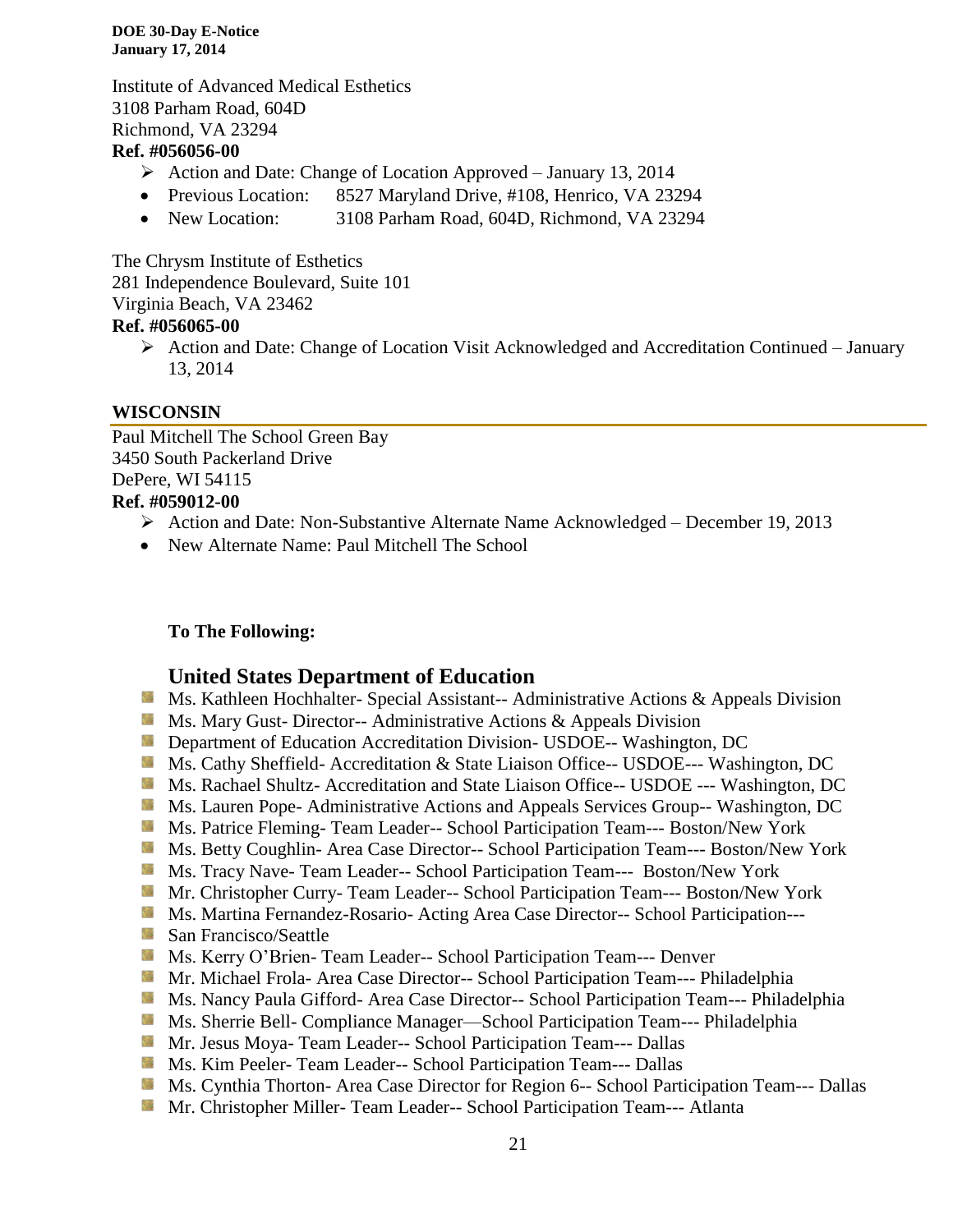Institute of Advanced Medical Esthetics
3108 Parham Road, 604D
Richmond, VA 23294
**Ref. #056056-00**

- Action and Date: Change of Location Approved – January 13, 2014
- Previous Location: 8527 Maryland Drive, #108, Henrico, VA 23294
- New Location: 3108 Parham Road, 604D, Richmond, VA 23294

The Chrysm Institute of Esthetics
281 Independence Boulevard, Suite 101
Virginia Beach, VA 23462
**Ref. #056065-00**

- Action and Date: Change of Location Visit Acknowledged and Accreditation Continued – January 13, 2014

## WISCONSIN

Paul Mitchell The School Green Bay
3450 South Packerland Drive
DePere, WI 54115
**Ref. #059012-00**

- Action and Date: Non-Substantive Alternate Name Acknowledged – December 19, 2013
- New Alternate Name: Paul Mitchell The School

**To The Following:**

### United States Department of Education

- Ms. Kathleen Hochhalter- Special Assistant-- Administrative Actions & Appeals Division
- Ms. Mary Gust- Director-- Administrative Actions & Appeals Division
- Department of Education Accreditation Division- USDOE-- Washington, DC
- Ms. Cathy Sheffield- Accreditation & State Liaison Office-- USDOE--- Washington, DC
- Ms. Rachael Shultz- Accreditation and State Liaison Office-- USDOE --- Washington, DC
- Ms. Lauren Pope- Administrative Actions and Appeals Services Group-- Washington, DC
- Ms. Patrice Fleming- Team Leader-- School Participation Team--- Boston/New York
- Ms. Betty Coughlin- Area Case Director-- School Participation Team--- Boston/New York
- Ms. Tracy Nave- Team Leader-- School Participation Team--- Boston/New York
- Mr. Christopher Curry- Team Leader-- School Participation Team--- Boston/New York
- Ms. Martina Fernandez-Rosario- Acting Area Case Director-- School Participation---
- San Francisco/Seattle
- Ms. Kerry O'Brien- Team Leader-- School Participation Team--- Denver
- Mr. Michael Frola- Area Case Director-- School Participation Team--- Philadelphia
- Ms. Nancy Paula Gifford- Area Case Director-- School Participation Team--- Philadelphia
- Ms. Sherrie Bell- Compliance Manager—School Participation Team--- Philadelphia
- Mr. Jesus Moya- Team Leader-- School Participation Team--- Dallas
- Ms. Kim Peeler- Team Leader-- School Participation Team--- Dallas
- Ms. Cynthia Thorton- Area Case Director for Region 6-- School Participation Team--- Dallas
- Mr. Christopher Miller- Team Leader-- School Participation Team--- Atlanta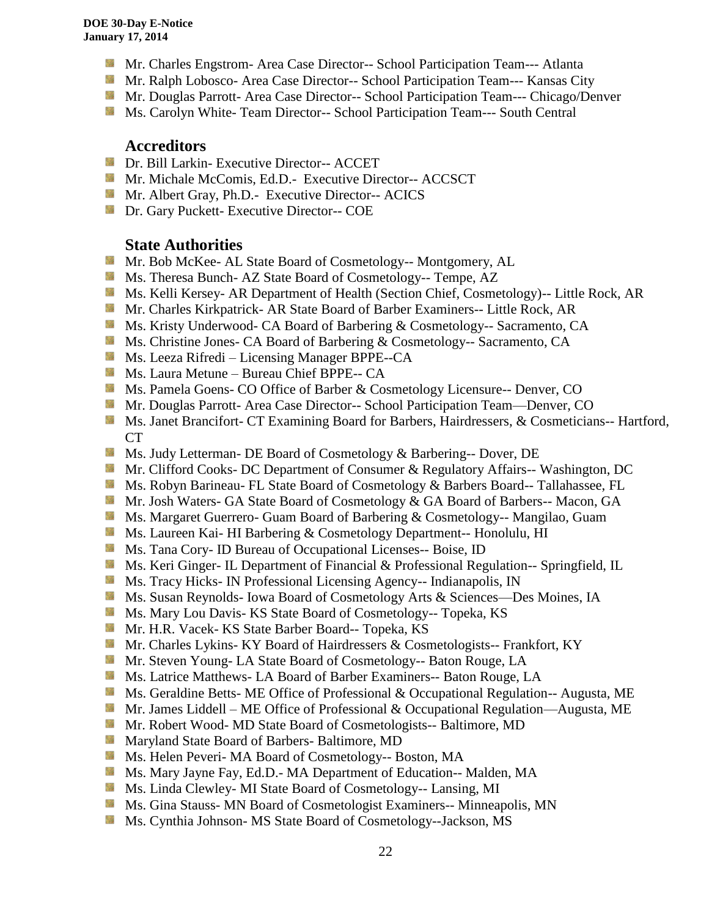- Mr. Charles Engstrom- Area Case Director-- School Participation Team--- Atlanta
- Mr. Ralph Lobosco- Area Case Director-- School Participation Team--- Kansas City
- Mr. Douglas Parrott- Area Case Director-- School Participation Team--- Chicago/Denver
- Ms. Carolyn White- Team Director-- School Participation Team--- South Central

## Accreditors

- Dr. Bill Larkin- Executive Director-- ACCET
- Mr. Michale McComis, Ed.D.- Executive Director-- ACCSCT
- Mr. Albert Gray, Ph.D.- Executive Director-- ACICS
- Dr. Gary Puckett- Executive Director-- COE

## State Authorities

- Mr. Bob McKee- AL State Board of Cosmetology-- Montgomery, AL
- Ms. Theresa Bunch- AZ State Board of Cosmetology-- Tempe, AZ
- Ms. Kelli Kersey- AR Department of Health (Section Chief, Cosmetology)-- Little Rock, AR
- Mr. Charles Kirkpatrick- AR State Board of Barber Examiners-- Little Rock, AR
- Ms. Kristy Underwood- CA Board of Barbering & Cosmetology-- Sacramento, CA
- Ms. Christine Jones- CA Board of Barbering & Cosmetology-- Sacramento, CA
- Ms. Leeza Rifredi – Licensing Manager BPPE--CA
- Ms. Laura Metune – Bureau Chief BPPE-- CA
- Ms. Pamela Goens- CO Office of Barber & Cosmetology Licensure-- Denver, CO
- Mr. Douglas Parrott- Area Case Director-- School Participation Team—Denver, CO
- Ms. Janet Brancifort- CT Examining Board for Barbers, Hairdressers, & Cosmeticians-- Hartford, CT
- Ms. Judy Letterman- DE Board of Cosmetology & Barbering-- Dover, DE
- Mr. Clifford Cooks- DC Department of Consumer & Regulatory Affairs-- Washington, DC
- Ms. Robyn Barineau- FL State Board of Cosmetology & Barbers Board-- Tallahassee, FL
- Mr. Josh Waters- GA State Board of Cosmetology & GA Board of Barbers-- Macon, GA
- Ms. Margaret Guerrero- Guam Board of Barbering & Cosmetology-- Mangilao, Guam
- Ms. Laureen Kai- HI Barbering & Cosmetology Department-- Honolulu, HI
- Ms. Tana Cory- ID Bureau of Occupational Licenses-- Boise, ID
- Ms. Keri Ginger- IL Department of Financial & Professional Regulation-- Springfield, IL
- Ms. Tracy Hicks- IN Professional Licensing Agency-- Indianapolis, IN
- Ms. Susan Reynolds- Iowa Board of Cosmetology Arts & Sciences—Des Moines, IA
- Ms. Mary Lou Davis- KS State Board of Cosmetology-- Topeka, KS
- Mr. H.R. Vacek- KS State Barber Board-- Topeka, KS
- Mr. Charles Lykins- KY Board of Hairdressers & Cosmetologists-- Frankfort, KY
- Mr. Steven Young- LA State Board of Cosmetology-- Baton Rouge, LA
- Ms. Latrice Matthews- LA Board of Barber Examiners-- Baton Rouge, LA
- Ms. Geraldine Betts- ME Office of Professional & Occupational Regulation-- Augusta, ME
- Mr. James Liddell – ME Office of Professional & Occupational Regulation—Augusta, ME
- Mr. Robert Wood- MD State Board of Cosmetologists-- Baltimore, MD
- Maryland State Board of Barbers- Baltimore, MD
- Ms. Helen Peveri- MA Board of Cosmetology-- Boston, MA
- Ms. Mary Jayne Fay, Ed.D.- MA Department of Education-- Malden, MA
- Ms. Linda Clewley- MI State Board of Cosmetology-- Lansing, MI
- Ms. Gina Stauss- MN Board of Cosmetologist Examiners-- Minneapolis, MN
- Ms. Cynthia Johnson- MS State Board of Cosmetology--Jackson, MS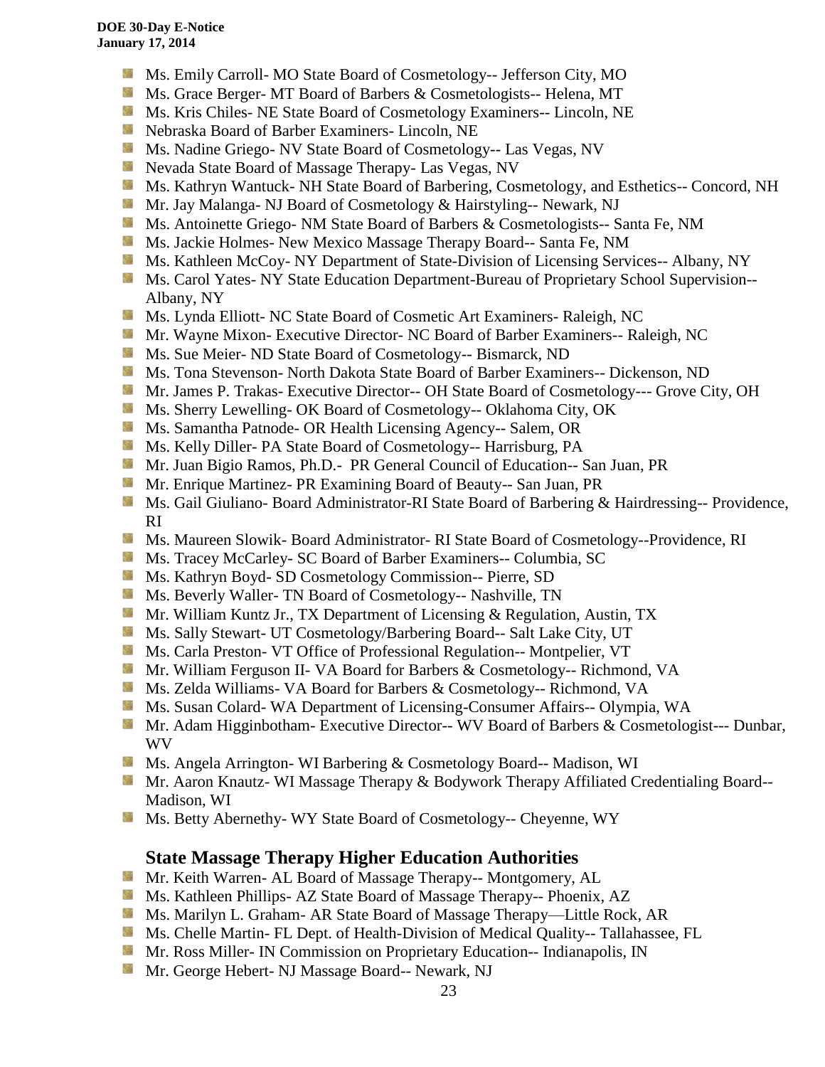- Ms. Emily Carroll- MO State Board of Cosmetology-- Jefferson City, MO
- Ms. Grace Berger- MT Board of Barbers & Cosmetologists-- Helena, MT
- Ms. Kris Chiles- NE State Board of Cosmetology Examiners-- Lincoln, NE
- Nebraska Board of Barber Examiners- Lincoln, NE
- Ms. Nadine Griego- NV State Board of Cosmetology-- Las Vegas, NV
- Nevada State Board of Massage Therapy- Las Vegas, NV
- Ms. Kathryn Wantuck- NH State Board of Barbering, Cosmetology, and Esthetics-- Concord, NH
- Mr. Jay Malanga- NJ Board of Cosmetology & Hairstyling-- Newark, NJ
- Ms. Antoinette Griego- NM State Board of Barbers & Cosmetologists-- Santa Fe, NM
- Ms. Jackie Holmes- New Mexico Massage Therapy Board-- Santa Fe, NM
- Ms. Kathleen McCoy- NY Department of State-Division of Licensing Services-- Albany, NY
- Ms. Carol Yates- NY State Education Department-Bureau of Proprietary School Supervision-- Albany, NY
- Ms. Lynda Elliott- NC State Board of Cosmetic Art Examiners- Raleigh, NC
- Mr. Wayne Mixon- Executive Director- NC Board of Barber Examiners-- Raleigh, NC
- Ms. Sue Meier- ND State Board of Cosmetology-- Bismarck, ND
- Ms. Tona Stevenson- North Dakota State Board of Barber Examiners-- Dickenson, ND
- Mr. James P. Trakas- Executive Director-- OH State Board of Cosmetology--- Grove City, OH
- Ms. Sherry Lewelling- OK Board of Cosmetology-- Oklahoma City, OK
- Ms. Samantha Patnode- OR Health Licensing Agency-- Salem, OR
- Ms. Kelly Diller- PA State Board of Cosmetology-- Harrisburg, PA
- Mr. Juan Bigio Ramos, Ph.D.- PR General Council of Education-- San Juan, PR
- Mr. Enrique Martinez- PR Examining Board of Beauty-- San Juan, PR
- Ms. Gail Giuliano- Board Administrator-RI State Board of Barbering & Hairdressing-- Providence, RI
- Ms. Maureen Slowik- Board Administrator- RI State Board of Cosmetology--Providence, RI
- Ms. Tracey McCarley- SC Board of Barber Examiners-- Columbia, SC
- Ms. Kathryn Boyd- SD Cosmetology Commission-- Pierre, SD
- Ms. Beverly Waller- TN Board of Cosmetology-- Nashville, TN
- Mr. William Kuntz Jr., TX Department of Licensing & Regulation, Austin, TX
- Ms. Sally Stewart- UT Cosmetology/Barbering Board-- Salt Lake City, UT
- Ms. Carla Preston- VT Office of Professional Regulation-- Montpelier, VT
- Mr. William Ferguson II- VA Board for Barbers & Cosmetology-- Richmond, VA
- Ms. Zelda Williams- VA Board for Barbers & Cosmetology-- Richmond, VA
- Ms. Susan Colard- WA Department of Licensing-Consumer Affairs-- Olympia, WA
- Mr. Adam Higginbotham- Executive Director-- WV Board of Barbers & Cosmetologist--- Dunbar, WV
- Ms. Angela Arrington- WI Barbering & Cosmetology Board-- Madison, WI
- Mr. Aaron Knautz- WI Massage Therapy & Bodywork Therapy Affiliated Credentialing Board-- Madison, WI
- Ms. Betty Abernethy- WY State Board of Cosmetology-- Cheyenne, WY

## State Massage Therapy Higher Education Authorities

- Mr. Keith Warren- AL Board of Massage Therapy-- Montgomery, AL
- Ms. Kathleen Phillips- AZ State Board of Massage Therapy-- Phoenix, AZ
- Ms. Marilyn L. Graham- AR State Board of Massage Therapy—Little Rock, AR
- Ms. Chelle Martin- FL Dept. of Health-Division of Medical Quality-- Tallahassee, FL
- Mr. Ross Miller- IN Commission on Proprietary Education-- Indianapolis, IN
- Mr. George Hebert- NJ Massage Board-- Newark, NJ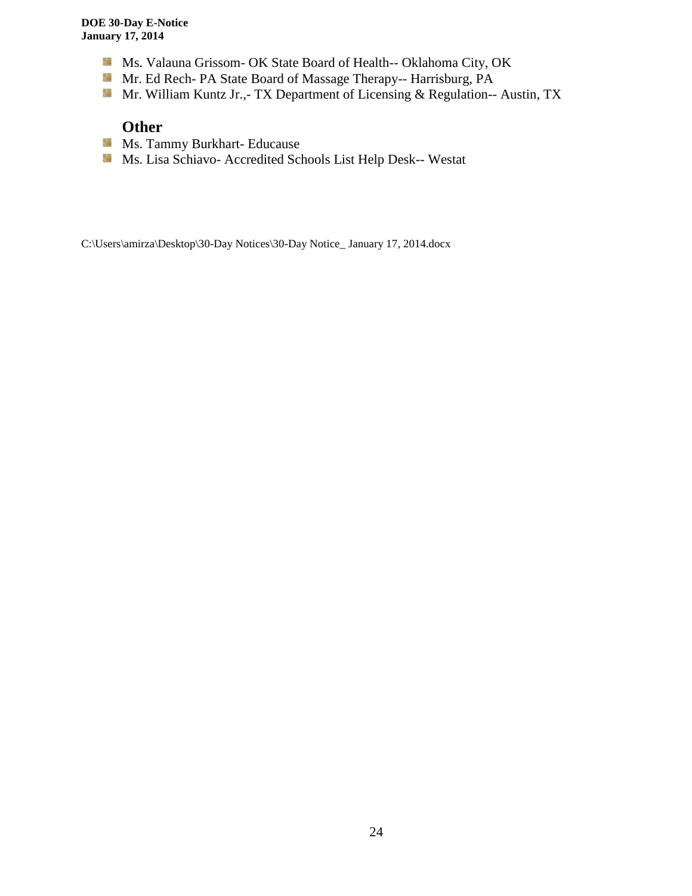- Ms. Valauna Grissom- OK State Board of Health-- Oklahoma City, OK
- Mr. Ed Rech- PA State Board of Massage Therapy-- Harrisburg, PA
- Mr. William Kuntz Jr.,- TX Department of Licensing & Regulation-- Austin, TX

## Other

- Ms. Tammy Burkhart- Educause
- Ms. Lisa Schiavo- Accredited Schools List Help Desk-- Westat

C:\Users\amirza\Desktop\30-Day Notices\30-Day Notice_ January 17, 2014.docx